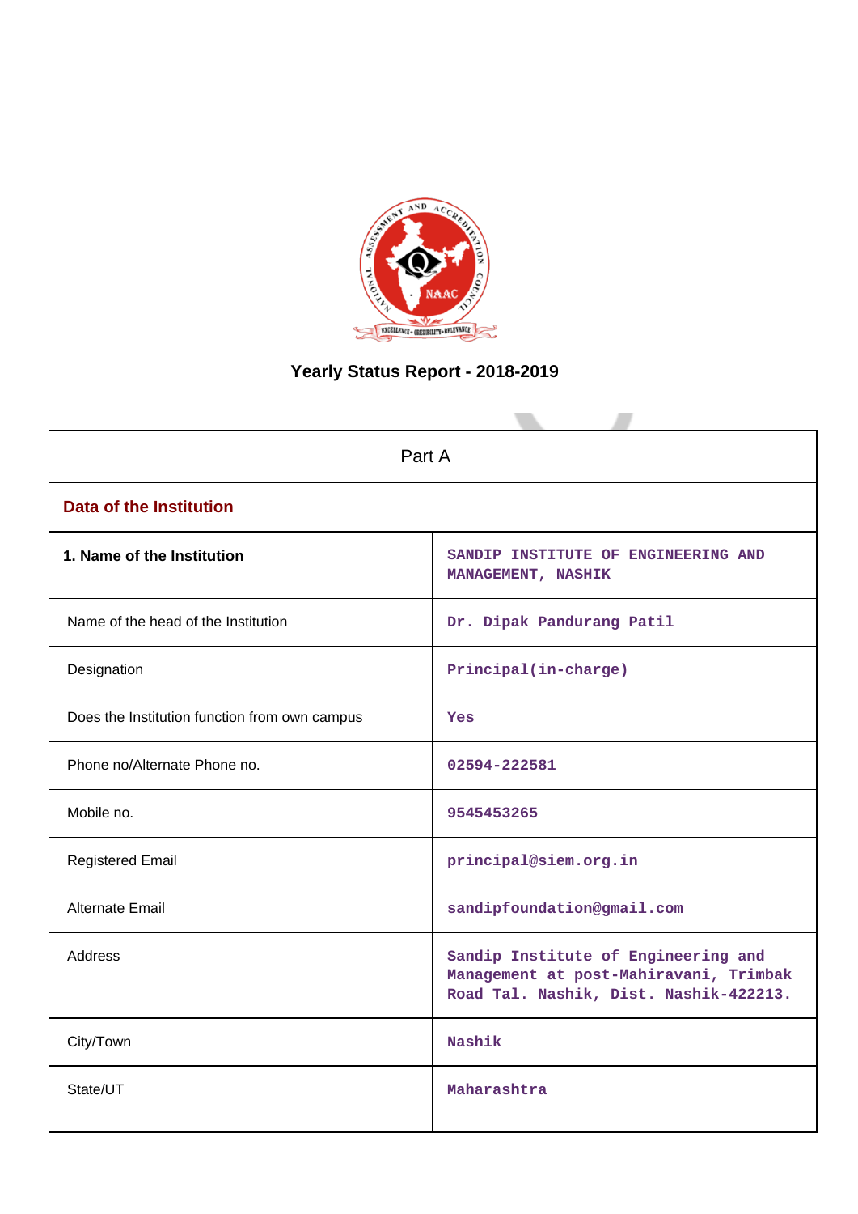# Yearly Status Report - 2018-2019

| Part A | |
|---|---|
| **Data of the Institution** | |
| **1. Name of the Institution** | SANDIP INSTITUTE OF ENGINEERING AND MANAGEMENT, NASHIK |
| Name of the head of the Institution | Dr. Dipak Pandurang Patil |
| Designation | Principal(in-charge) |
| Does the Institution function from own campus | Yes |
| Phone no/Alternate Phone no. | 02594-222581 |
| Mobile no. | 9545453265 |
| Registered Email | principal@siem.org.in |
| Alternate Email | sandipfoundation@gmail.com |
| Address | Sandip Institute of Engineering and Management at post-Mahiravani, Trimbak Road Tal. Nashik, Dist. Nashik-422213. |
| City/Town | Nashik |
| State/UT | Maharashtra |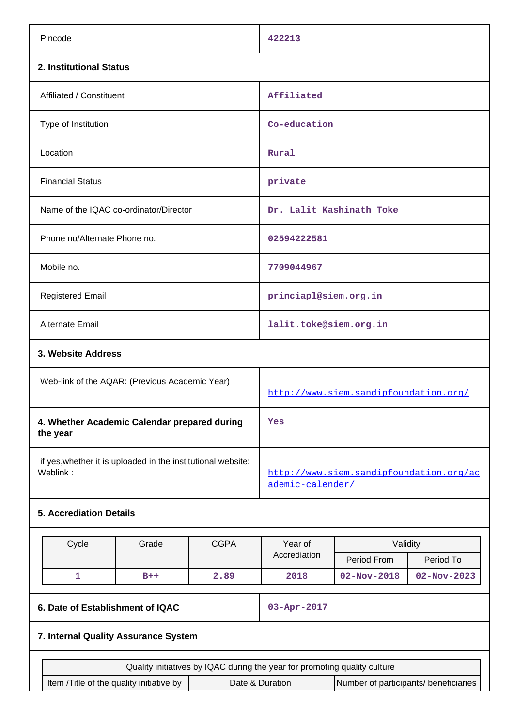| | |
|---|---|
| Pincode | 422213 |

**2. Institutional Status**

| | |
|---|---|
| Affiliated / Constituent | Affiliated |
| Type of Institution | Co-education |
| Location | Rural |
| Financial Status | private |
| Name of the IQAC co-ordinator/Director | Dr. Lalit Kashinath Toke |
| Phone no/Alternate Phone no. | 02594222581 |
| Mobile no. | 7709044967 |
| Registered Email | principl@siem.org.in |
| Alternate Email | lalit.toke@siem.org.in |

**3. Website Address**

| | |
|---|---|
| Web-link of the AQAR: (Previous Academic Year) | http://www.siem.sandipfoundation.org/ |
| **4. Whether Academic Calendar prepared during the year** | Yes |
| if yes,whether it is uploaded in the institutional website: Weblink : | http://www.siem.sandipfoundation.org/academic-calender/ |

**5. Accrediation Details**

| Cycle | Grade | CGPA | Year of Accrediation | Validity | |
|---|---|---|---|---|---|
| | | | | Period From | Period To |
| 1 | B++ | 2.89 | 2018 | 02-Nov-2018 | 02-Nov-2023 |

| | |
|---|---|
| **6. Date of Establishment of IQAC** | 03-Apr-2017 |

**7. Internal Quality Assurance System**

| Quality initiatives by IQAC during the year for promoting quality culture | | |
|---|---|---|
| Item /Title of the quality initiative by | Date & Duration | Number of participants/ beneficiaries |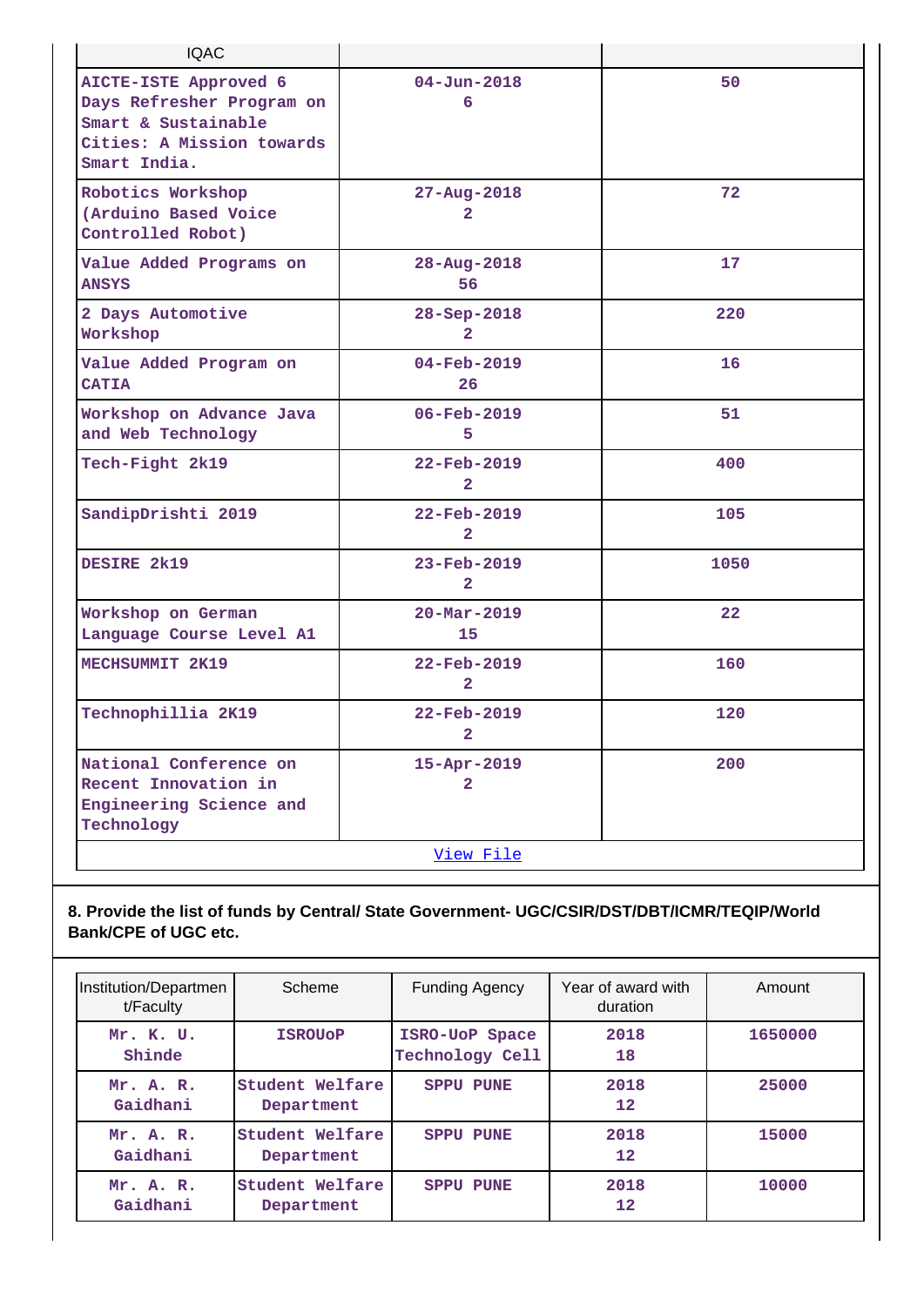| IQAC | | |
|---|---|---|
| AICTE-ISTE Approved 6 Days Refresher Program on Smart & Sustainable Cities: A Mission towards Smart India. | 04-Jun-2018<br>6 | 50 |
| Robotics Workshop (Arduino Based Voice Controlled Robot) | 27-Aug-2018<br>2 | 72 |
| Value Added Programs on ANSYS | 28-Aug-2018<br>56 | 17 |
| 2 Days Automotive Workshop | 28-Sep-2018<br>2 | 220 |
| Value Added Program on CATIA | 04-Feb-2019<br>26 | 16 |
| Workshop on Advance Java and Web Technology | 06-Feb-2019<br>5 | 51 |
| Tech-Fight 2k19 | 22-Feb-2019<br>2 | 400 |
| SandipDrishti 2019 | 22-Feb-2019<br>2 | 105 |
| DESIRE 2k19 | 23-Feb-2019<br>2 | 1050 |
| Workshop on German Language Course Level A1 | 20-Mar-2019<br>15 | 22 |
| MECHSUMMIT 2K19 | 22-Feb-2019<br>2 | 160 |
| Technophillia 2K19 | 22-Feb-2019<br>2 | 120 |
| National Conference on Recent Innovation in Engineering Science and Technology | 15-Apr-2019<br>2 | 200 |
| View File | | |

**8. Provide the list of funds by Central/ State Government- UGC/CSIR/DST/DBT/ICMR/TEQIP/World Bank/CPE of UGC etc.**

| Institution/Department/Faculty | Scheme | Funding Agency | Year of award with duration | Amount |
|---|---|---|---|---|
| Mr. K. U. Shinde | ISROUoP | ISRO-UoP Space Technology Cell | 2018<br>18 | 1650000 |
| Mr. A. R. Gaidhani | Student Welfare Department | SPPU PUNE | 2018<br>12 | 25000 |
| Mr. A. R. Gaidhani | Student Welfare Department | SPPU PUNE | 2018<br>12 | 15000 |
| Mr. A. R. Gaidhani | Student Welfare Department | SPPU PUNE | 2018<br>12 | 10000 |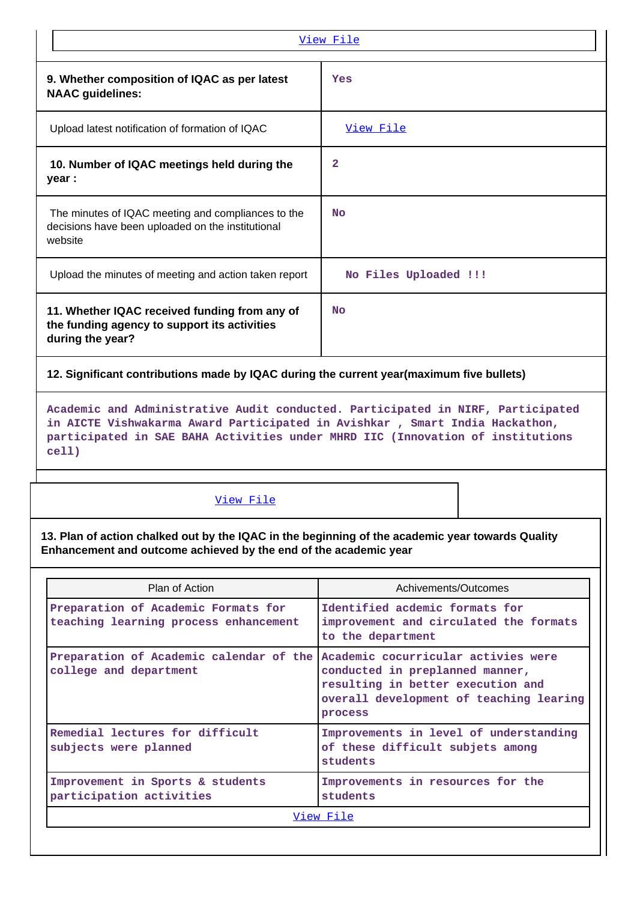| View File |
|---|

| | |
|---|---|
| **9. Whether composition of IQAC as per latest NAAC guidelines:** | Yes |
| Upload latest notification of formation of IQAC | View File |
| **10. Number of IQAC meetings held during the year :** | 2 |
| The minutes of IQAC meeting and compliances to the decisions have been uploaded on the institutional website | No |
| Upload the minutes of meeting and action taken report | No Files Uploaded !!! |
| **11. Whether IQAC received funding from any of the funding agency to support its activities during the year?** | No |

**12. Significant contributions made by IQAC during the current year(maximum five bullets)**

Academic and Administrative Audit conducted. Participated in NIRF, Participated in AICTE Vishwakarma Award Participated in Avishkar , Smart India Hackathon, participated in SAE BAHA Activities under MHRD IIC (Innovation of institutions cell)

| View File |
|---|

**13. Plan of action chalked out by the IQAC in the beginning of the academic year towards Quality Enhancement and outcome achieved by the end of the academic year**

| Plan of Action | Achivements/Outcomes |
|---|---|
| Preparation of Academic Formats for teaching learning process enhancement | Identified acdemic formats for improvement and circulated the formats to the department |
| Preparation of Academic calendar of the college and department | Academic cocurricular activies were conducted in preplanned manner, resulting in better execution and overall development of teaching learing process |
| Remedial lectures for difficult subjects were planned | Improvements in level of understanding of these difficult subjets among students |
| Improvement in Sports & students participation activities | Improvements in resources for the students |
| View File | |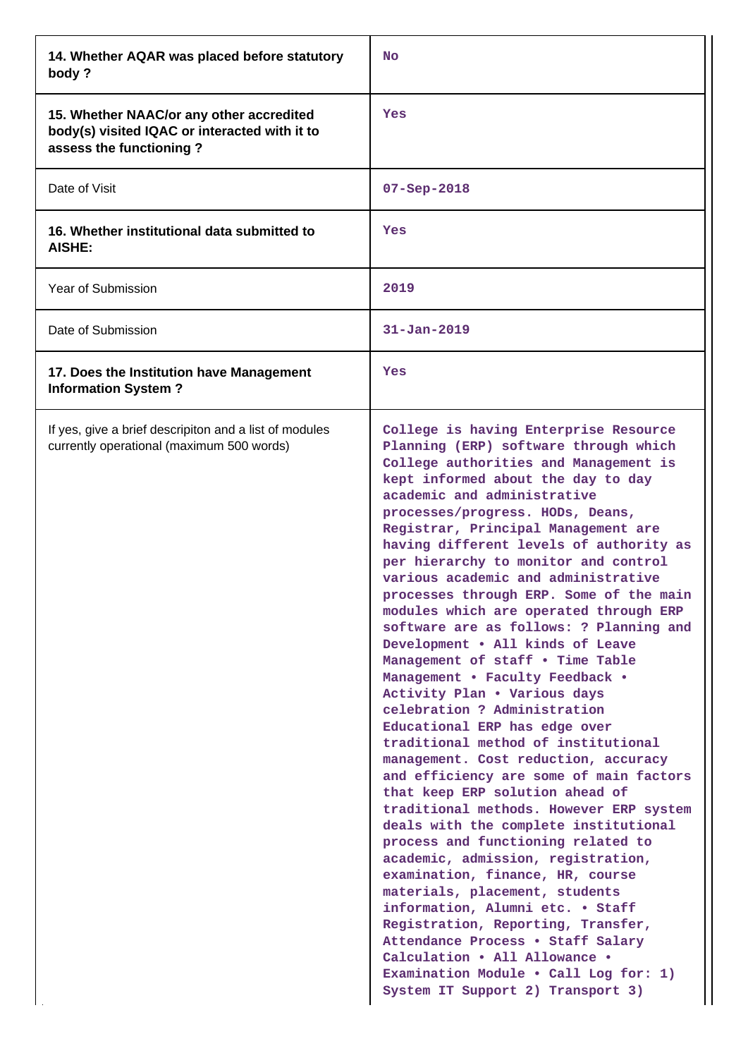| | |
|---|---|
| **14. Whether AQAR was placed before statutory body ?** | No |
| **15. Whether NAAC/or any other accredited body(s) visited IQAC or interacted with it to assess the functioning ?** | Yes |
| Date of Visit | 07-Sep-2018 |
| **16. Whether institutional data submitted to AISHE:** | Yes |
| Year of Submission | 2019 |
| Date of Submission | 31-Jan-2019 |
| **17. Does the Institution have Management Information System ?** | Yes |
| If yes, give a brief descripiton and a list of modules currently operational (maximum 500 words) | College is having Enterprise Resource Planning (ERP) software through which College authorities and Management is kept informed about the day to day academic and administrative processes/progress. HODs, Deans, Registrar, Principal Management are having different levels of authority as per hierarchy to monitor and control various academic and administrative processes through ERP. Some of the main modules which are operated through ERP software are as follows: ? Planning and Development • All kinds of Leave Management of staff • Time Table Management • Faculty Feedback • Activity Plan • Various days celebration ? Administration Educational ERP has edge over traditional method of institutional management. Cost reduction, accuracy and efficiency are some of main factors that keep ERP solution ahead of traditional methods. However ERP system deals with the complete institutional process and functioning related to academic, admission, registration, examination, finance, HR, course materials, placement, students information, Alumni etc. • Staff Registration, Reporting, Transfer, Attendance Process • Staff Salary Calculation • All Allowance • Examination Module • Call Log for: 1) System IT Support 2) Transport 3) |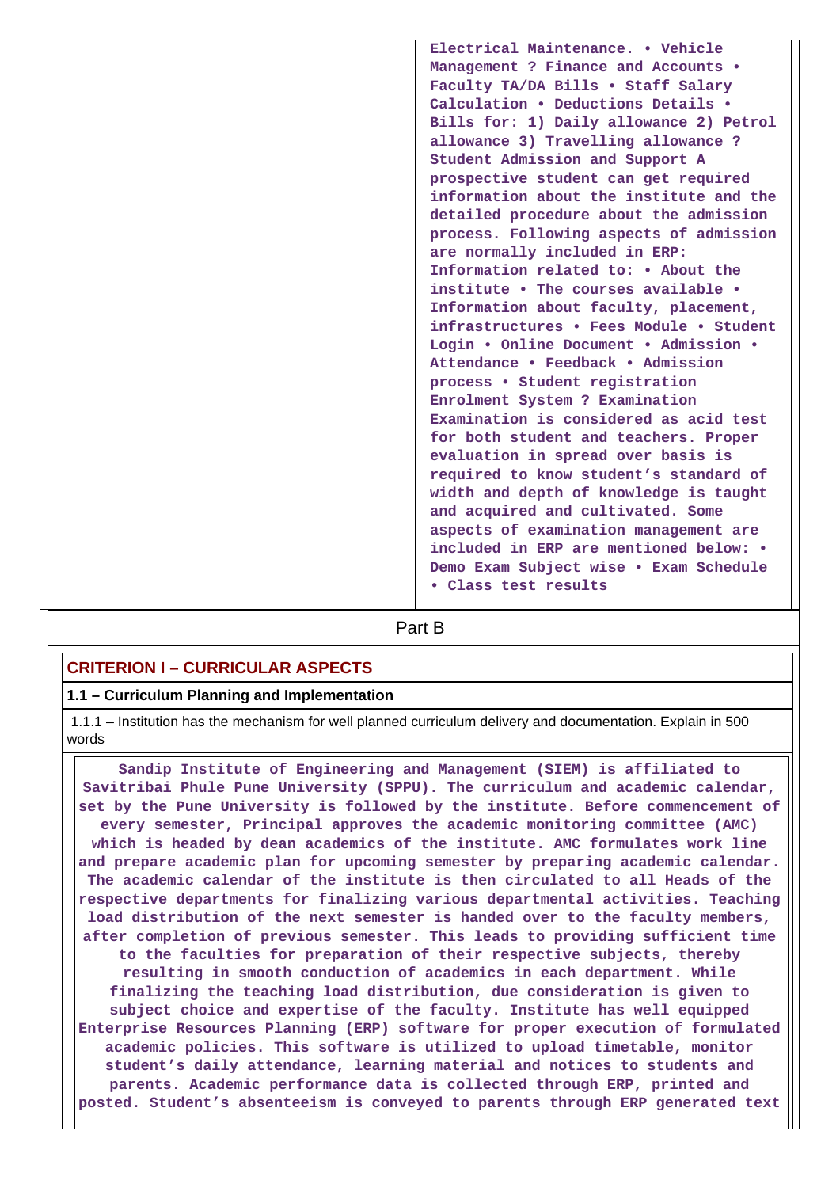| | Electrical Maintenance. • Vehicle Management ? Finance and Accounts • Faculty TA/DA Bills • Staff Salary Calculation • Deductions Details • Bills for: 1) Daily allowance 2) Petrol allowance 3) Travelling allowance ? Student Admission and Support A prospective student can get required information about the institute and the detailed procedure about the admission process. Following aspects of admission are normally included in ERP: Information related to: • About the institute • The courses available • Information about faculty, placement, infrastructures • Fees Module • Student Login • Online Document • Admission • Attendance • Feedback • Admission process • Student registration Enrolment System ? Examination Examination is considered as acid test for both student and teachers. Proper evaluation in spread over basis is required to know student's standard of width and depth of knowledge is taught and acquired and cultivated. Some aspects of examination management are included in ERP are mentioned below: • Demo Exam Subject wise • Exam Schedule • Class test results |
|---|---|

## Part B

### CRITERION I – CURRICULAR ASPECTS

**1.1 – Curriculum Planning and Implementation**

1.1.1 – Institution has the mechanism for well planned curriculum delivery and documentation. Explain in 500 words

Sandip Institute of Engineering and Management (SIEM) is affiliated to Savitribai Phule Pune University (SPPU). The curriculum and academic calendar, set by the Pune University is followed by the institute. Before commencement of every semester, Principal approves the academic monitoring committee (AMC) which is headed by dean academics of the institute. AMC formulates work line and prepare academic plan for upcoming semester by preparing academic calendar. The academic calendar of the institute is then circulated to all Heads of the respective departments for finalizing various departmental activities. Teaching load distribution of the next semester is handed over to the faculty members, after completion of previous semester. This leads to providing sufficient time to the faculties for preparation of their respective subjects, thereby resulting in smooth conduction of academics in each department. While finalizing the teaching load distribution, due consideration is given to subject choice and expertise of the faculty. Institute has well equipped Enterprise Resources Planning (ERP) software for proper execution of formulated academic policies. This software is utilized to upload timetable, monitor student's daily attendance, learning material and notices to students and parents. Academic performance data is collected through ERP, printed and posted. Student's absenteeism is conveyed to parents through ERP generated text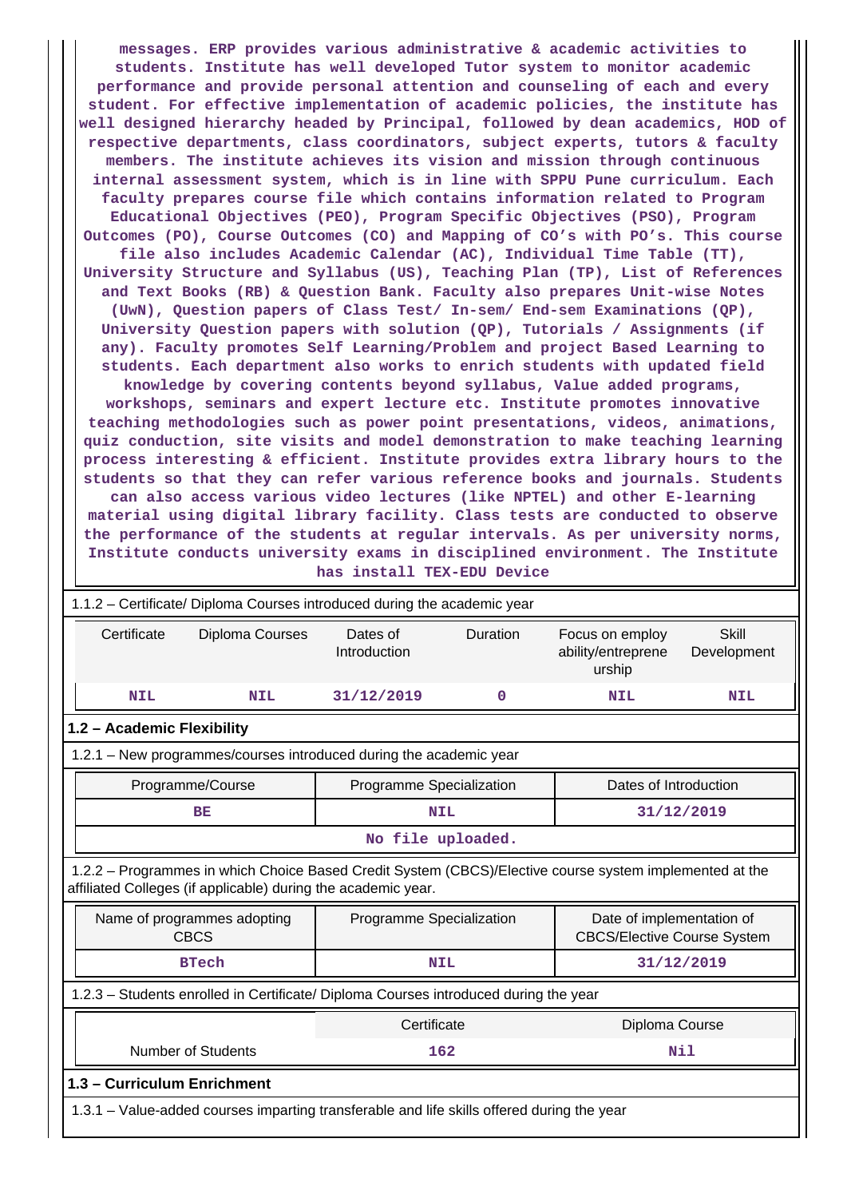messages. ERP provides various administrative & academic activities to students. Institute has well developed Tutor system to monitor academic performance and provide personal attention and counseling of each and every student. For effective implementation of academic policies, the institute has well designed hierarchy headed by Principal, followed by dean academics, HOD of respective departments, class coordinators, subject experts, tutors & faculty members. The institute achieves its vision and mission through continuous internal assessment system, which is in line with SPPU Pune curriculum. Each faculty prepares course file which contains information related to Program Educational Objectives (PEO), Program Specific Objectives (PSO), Program Outcomes (PO), Course Outcomes (CO) and Mapping of CO's with PO's. This course file also includes Academic Calendar (AC), Individual Time Table (TT), University Structure and Syllabus (US), Teaching Plan (TP), List of References and Text Books (RB) & Question Bank. Faculty also prepares Unit-wise Notes (UwN), Question papers of Class Test/ In-sem/ End-sem Examinations (QP), University Question papers with solution (QP), Tutorials / Assignments (if any). Faculty promotes Self Learning/Problem and project Based Learning to students. Each department also works to enrich students with updated field knowledge by covering contents beyond syllabus, Value added programs, workshops, seminars and expert lecture etc. Institute promotes innovative teaching methodologies such as power point presentations, videos, animations, quiz conduction, site visits and model demonstration to make teaching learning process interesting & efficient. Institute provides extra library hours to the students so that they can refer various reference books and journals. Students can also access various video lectures (like NPTEL) and other E-learning material using digital library facility. Class tests are conducted to observe the performance of the students at regular intervals. As per university norms, Institute conducts university exams in disciplined environment. The Institute has install TEX-EDU Device

1.1.2 – Certificate/ Diploma Courses introduced during the academic year

| Certificate | Diploma Courses | Dates of Introduction | Duration | Focus on employ ability/entreprene urship | Skill Development |
|---|---|---|---|---|---|
| NIL | NIL | 31/12/2019 | 0 | NIL | NIL |

## 1.2 – Academic Flexibility

1.2.1 – New programmes/courses introduced during the academic year

| Programme/Course | Programme Specialization | Dates of Introduction |
|---|---|---|
| BE | NIL | 31/12/2019 |
| No file uploaded. | | |

1.2.2 – Programmes in which Choice Based Credit System (CBCS)/Elective course system implemented at the affiliated Colleges (if applicable) during the academic year.

| Name of programmes adopting CBCS | Programme Specialization | Date of implementation of CBCS/Elective Course System |
|---|---|---|
| BTech | NIL | 31/12/2019 |

1.2.3 – Students enrolled in Certificate/ Diploma Courses introduced during the year

| | Certificate | Diploma Course |
|---|---|---|
| Number of Students | 162 | Nil |

## 1.3 – Curriculum Enrichment

1.3.1 – Value-added courses imparting transferable and life skills offered during the year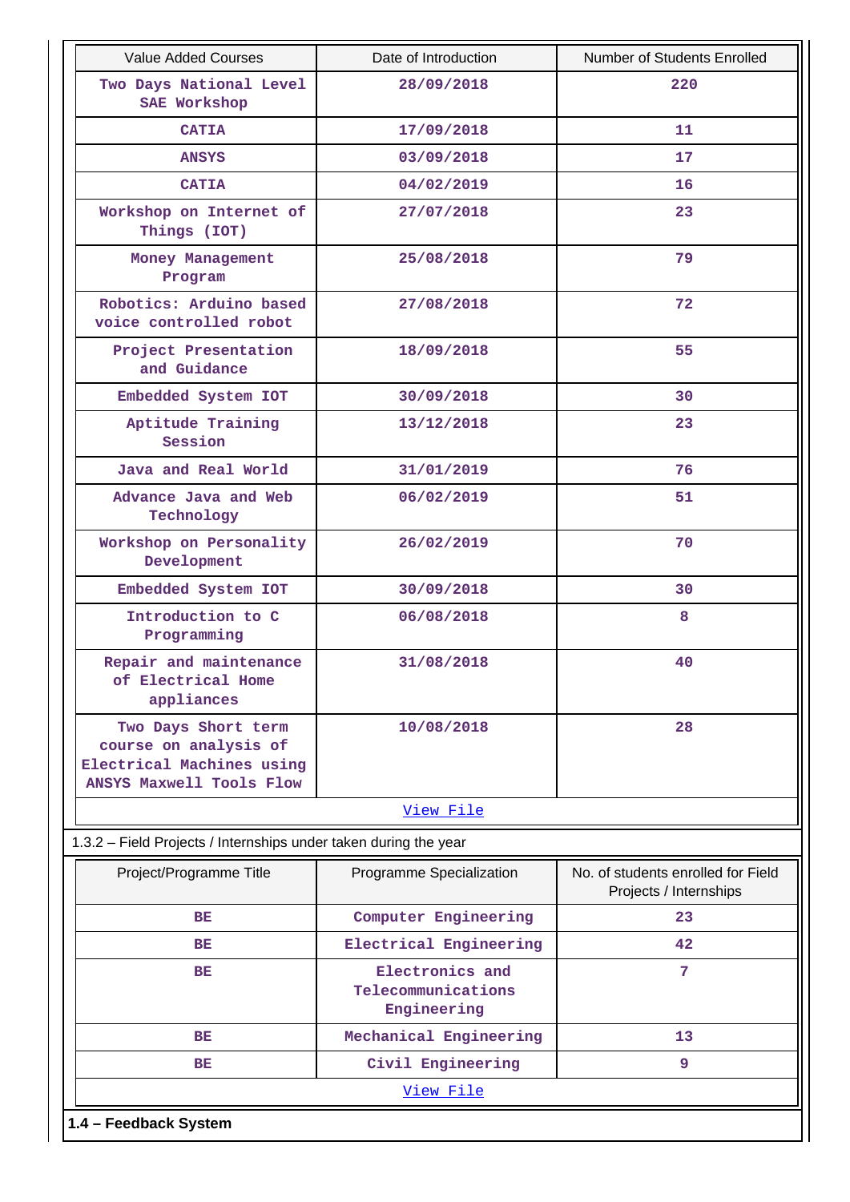| Value Added Courses | Date of Introduction | Number of Students Enrolled |
|---|---|---|
| Two Days National Level SAE Workshop | 28/09/2018 | 220 |
| CATIA | 17/09/2018 | 11 |
| ANSYS | 03/09/2018 | 17 |
| CATIA | 04/02/2019 | 16 |
| Workshop on Internet of Things (IOT) | 27/07/2018 | 23 |
| Money Management Program | 25/08/2018 | 79 |
| Robotics: Arduino based voice controlled robot | 27/08/2018 | 72 |
| Project Presentation and Guidance | 18/09/2018 | 55 |
| Embedded System IOT | 30/09/2018 | 30 |
| Aptitude Training Session | 13/12/2018 | 23 |
| Java and Real World | 31/01/2019 | 76 |
| Advance Java and Web Technology | 06/02/2019 | 51 |
| Workshop on Personality Development | 26/02/2019 | 70 |
| Embedded System IOT | 30/09/2018 | 30 |
| Introduction to C Programming | 06/08/2018 | 8 |
| Repair and maintenance of Electrical Home appliances | 31/08/2018 | 40 |
| Two Days Short term course on analysis of Electrical Machines using ANSYS Maxwell Tools Flow | 10/08/2018 | 28 |
| View File | | |

1.3.2 – Field Projects / Internships under taken during the year

| Project/Programme Title | Programme Specialization | No. of students enrolled for Field Projects / Internships |
|---|---|---|
| BE | Computer Engineering | 23 |
| BE | Electrical Engineering | 42 |
| BE | Electronics and Telecommunications Engineering | 7 |
| BE | Mechanical Engineering | 13 |
| BE | Civil Engineering | 9 |
| View File | | |

**1.4 – Feedback System**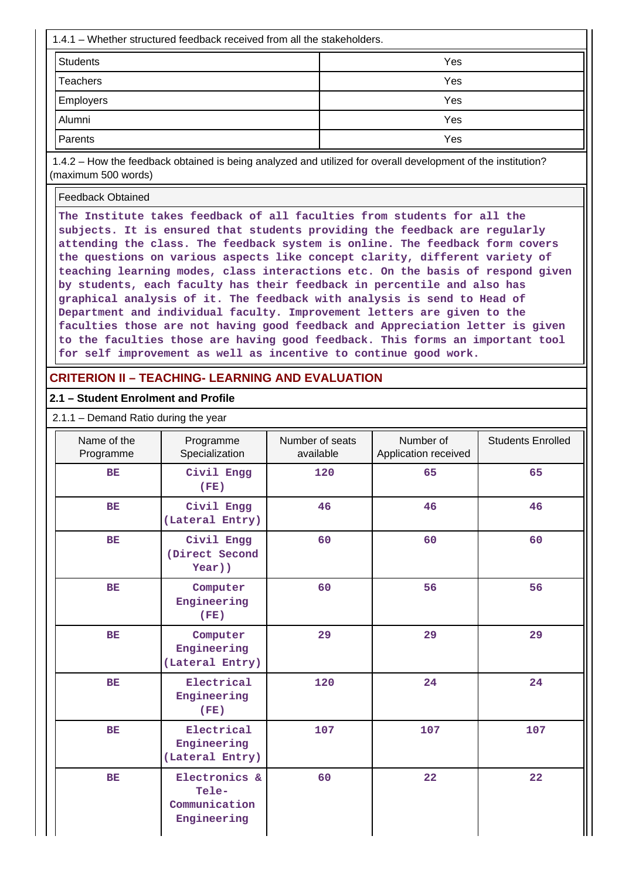1.4.1 – Whether structured feedback received from all the stakeholders.

| | |
|---|---|
| Students | Yes |
| Teachers | Yes |
| Employers | Yes |
| Alumni | Yes |
| Parents | Yes |

1.4.2 – How the feedback obtained is being analyzed and utilized for overall development of the institution? (maximum 500 words)

Feedback Obtained

The Institute takes feedback of all faculties from students for all the subjects. It is ensured that students providing the feedback are regularly attending the class. The feedback system is online. The feedback form covers the questions on various aspects like concept clarity, different variety of teaching learning modes, class interactions etc. On the basis of respond given by students, each faculty has their feedback in percentile and also has graphical analysis of it. The feedback with analysis is send to Head of Department and individual faculty. Improvement letters are given to the faculties those are not having good feedback and Appreciation letter is given to the faculties those are having good feedback. This forms an important tool for self improvement as well as incentive to continue good work.

## CRITERION II – TEACHING- LEARNING AND EVALUATION

### 2.1 – Student Enrolment and Profile

2.1.1 – Demand Ratio during the year

| Name of the Programme | Programme Specialization | Number of seats available | Number of Application received | Students Enrolled |
|---|---|---|---|---|
| BE | Civil Engg (FE) | 120 | 65 | 65 |
| BE | Civil Engg (Lateral Entry) | 46 | 46 | 46 |
| BE | Civil Engg (Direct Second Year)) | 60 | 60 | 60 |
| BE | Computer Engineering (FE) | 60 | 56 | 56 |
| BE | Computer Engineering (Lateral Entry) | 29 | 29 | 29 |
| BE | Electrical Engineering (FE) | 120 | 24 | 24 |
| BE | Electrical Engineering (Lateral Entry) | 107 | 107 | 107 |
| BE | Electronics & Tele-Communication Engineering | 60 | 22 | 22 |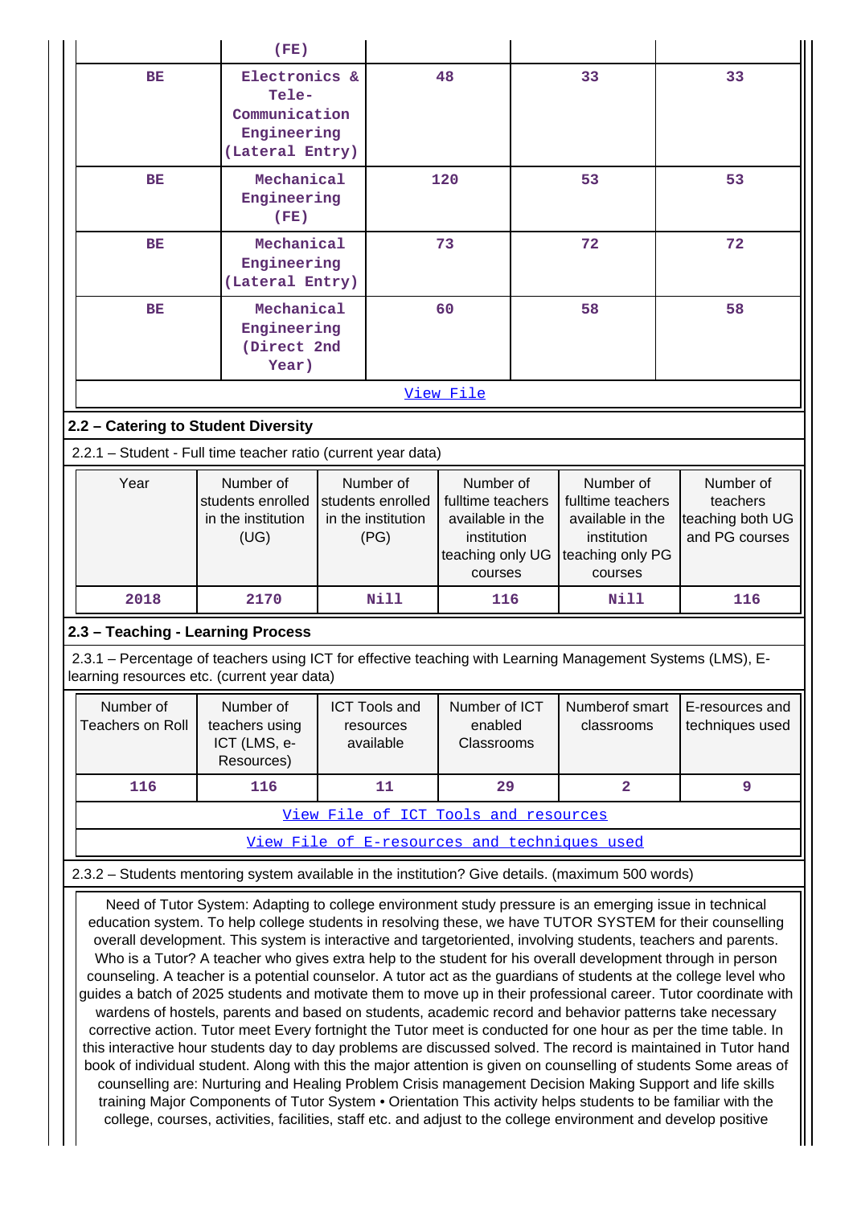| | (FE) | | | |
|---|---|---|---|---|
| BE | Electronics & Tele-Communication Engineering (Lateral Entry) | 48 | 33 | 33 |
| BE | Mechanical Engineering (FE) | 120 | 53 | 53 |
| BE | Mechanical Engineering (Lateral Entry) | 73 | 72 | 72 |
| BE | Mechanical Engineering (Direct 2nd Year) | 60 | 58 | 58 |
| View File | | | | |

## 2.2 – Catering to Student Diversity

2.2.1 – Student - Full time teacher ratio (current year data)

| Year | Number of students enrolled in the institution (UG) | Number of students enrolled in the institution (PG) | Number of fulltime teachers available in the institution teaching only UG courses | Number of fulltime teachers available in the institution teaching only PG courses | Number of teachers teaching both UG and PG courses |
|---|---|---|---|---|---|
| 2018 | 2170 | Nill | 116 | Nill | 116 |

## 2.3 – Teaching - Learning Process

2.3.1 – Percentage of teachers using ICT for effective teaching with Learning Management Systems (LMS), E-learning resources etc. (current year data)

| Number of Teachers on Roll | Number of teachers using ICT (LMS, e-Resources) | ICT Tools and resources available | Number of ICT enabled Classrooms | Numberof smart classrooms | E-resources and techniques used |
|---|---|---|---|---|---|
| 116 | 116 | 11 | 29 | 2 | 9 |
| View File of ICT Tools and resources | | | | | |
| View File of E-resources and techniques used | | | | | |

2.3.2 – Students mentoring system available in the institution? Give details. (maximum 500 words)

Need of Tutor System: Adapting to college environment study pressure is an emerging issue in technical education system. To help college students in resolving these, we have TUTOR SYSTEM for their counselling overall development. This system is interactive and targetoriented, involving students, teachers and parents. Who is a Tutor? A teacher who gives extra help to the student for his overall development through in person counseling. A teacher is a potential counselor. A tutor act as the guardians of students at the college level who guides a batch of 2025 students and motivate them to move up in their professional career. Tutor coordinate with wardens of hostels, parents and based on students, academic record and behavior patterns take necessary corrective action. Tutor meet Every fortnight the Tutor meet is conducted for one hour as per the time table. In this interactive hour students day to day problems are discussed solved. The record is maintained in Tutor hand book of individual student. Along with this the major attention is given on counselling of students Some areas of counselling are: Nurturing and Healing Problem Crisis management Decision Making Support and life skills training Major Components of Tutor System • Orientation This activity helps students to be familiar with the college, courses, activities, facilities, staff etc. and adjust to the college environment and develop positive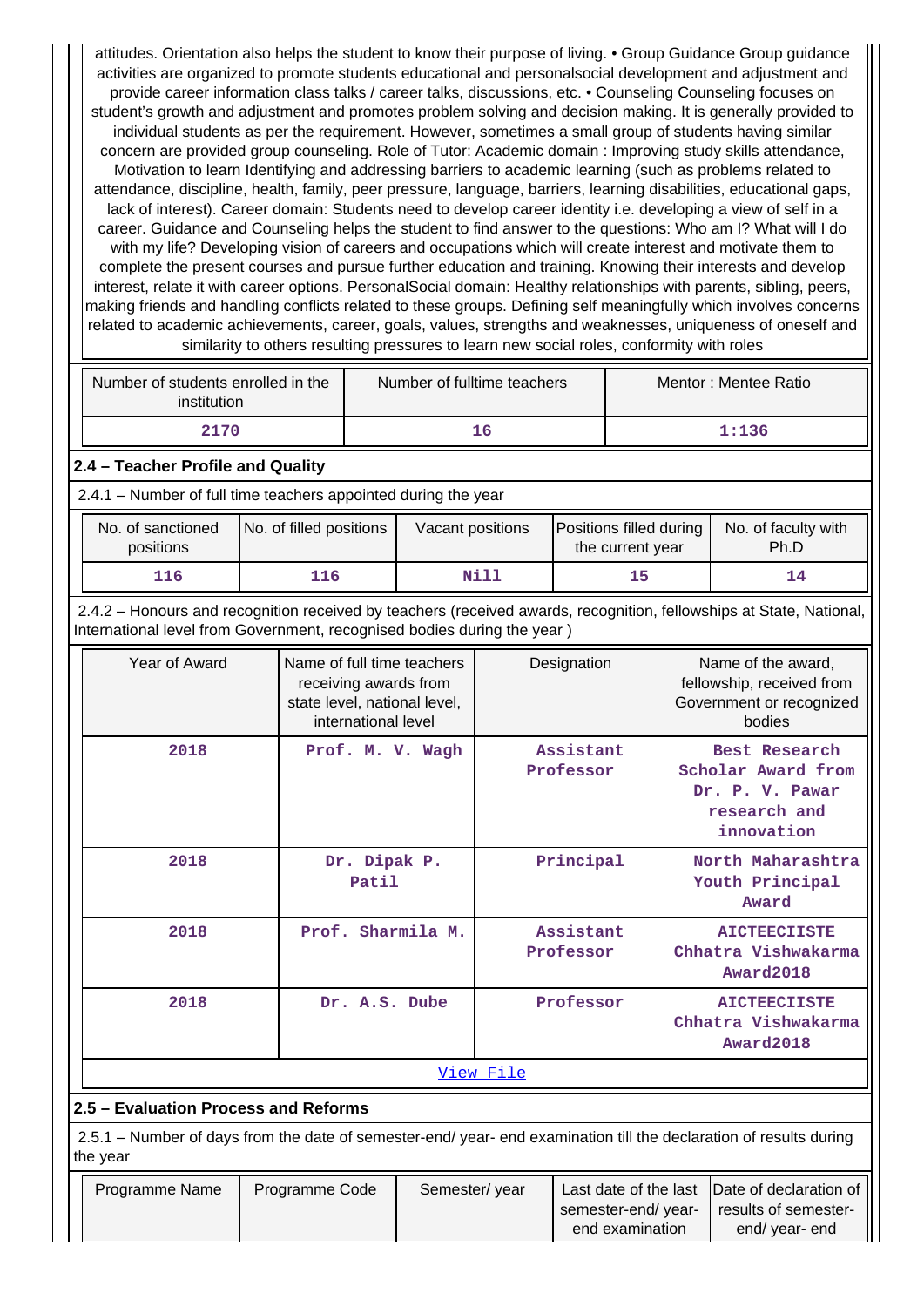attitudes. Orientation also helps the student to know their purpose of living. • Group Guidance Group guidance activities are organized to promote students educational and personalsocial development and adjustment and provide career information class talks / career talks, discussions, etc. • Counseling Counseling focuses on student's growth and adjustment and promotes problem solving and decision making. It is generally provided to individual students as per the requirement. However, sometimes a small group of students having similar concern are provided group counseling. Role of Tutor: Academic domain : Improving study skills attendance, Motivation to learn Identifying and addressing barriers to academic learning (such as problems related to attendance, discipline, health, family, peer pressure, language, barriers, learning disabilities, educational gaps, lack of interest). Career domain: Students need to develop career identity i.e. developing a view of self in a career. Guidance and Counseling helps the student to find answer to the questions: Who am I? What will I do with my life? Developing vision of careers and occupations which will create interest and motivate them to complete the present courses and pursue further education and training. Knowing their interests and develop interest, relate it with career options. PersonalSocial domain: Healthy relationships with parents, sibling, peers, making friends and handling conflicts related to these groups. Defining self meaningfully which involves concerns related to academic achievements, career, goals, values, strengths and weaknesses, uniqueness of oneself and similarity to others resulting pressures to learn new social roles, conformity with roles

| Number of students enrolled in the institution | Number of fulltime teachers | Mentor : Mentee Ratio |
|---|---|---|
| 2170 | 16 | 1:136 |

## 2.4 – Teacher Profile and Quality

2.4.1 – Number of full time teachers appointed during the year

| No. of sanctioned positions | No. of filled positions | Vacant positions | Positions filled during the current year | No. of faculty with Ph.D |
|---|---|---|---|---|
| 116 | 116 | Nill | 15 | 14 |

2.4.2 – Honours and recognition received by teachers (received awards, recognition, fellowships at State, National, International level from Government, recognised bodies during the year )

| Year of Award | Name of full time teachers receiving awards from state level, national level, international level | Designation | Name of the award, fellowship, received from Government or recognized bodies |
|---|---|---|---|
| 2018 | Prof. M. V. Wagh | Assistant Professor | Best Research Scholar Award from Dr. P. V. Pawar research and innovation |
| 2018 | Dr. Dipak P. Patil | Principal | North Maharashtra Youth Principal Award |
| 2018 | Prof. Sharmila M. | Assistant Professor | AICTEECIISTE Chhatra Vishwakarma Award2018 |
| 2018 | Dr. A.S. Dube | Professor | AICTEECIISTE Chhatra Vishwakarma Award2018 |

View File

## 2.5 – Evaluation Process and Reforms

2.5.1 – Number of days from the date of semester-end/ year- end examination till the declaration of results during the year

| Programme Name | Programme Code | Semester/ year | Last date of the last semester-end/ year- end examination | Date of declaration of results of semester-end/ year- end |
|---|---|---|---|---|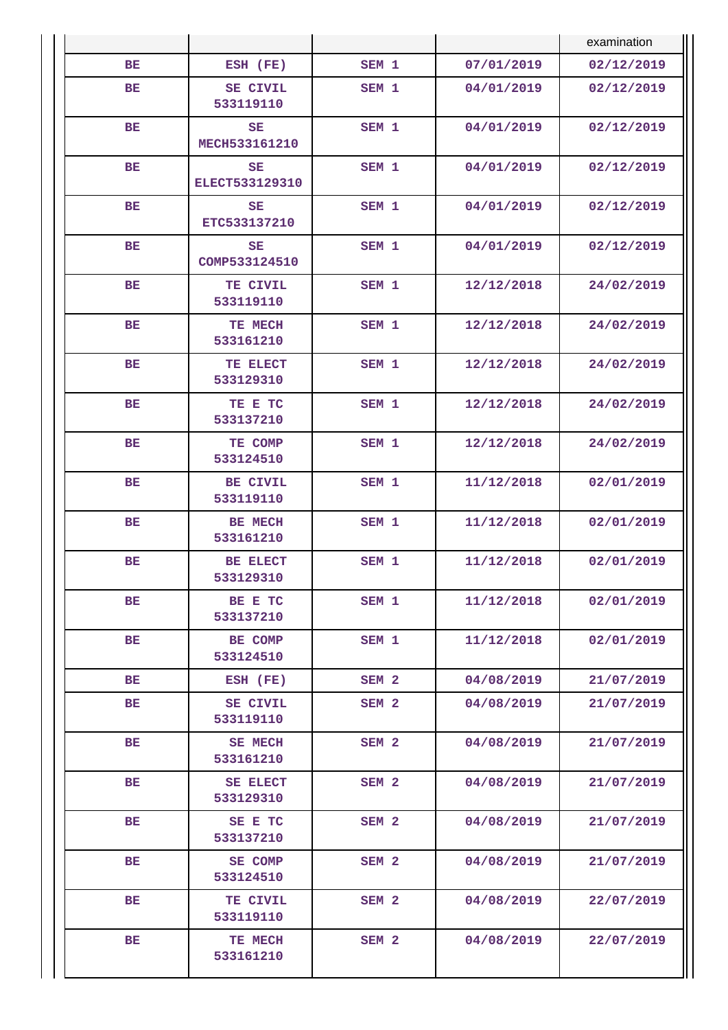| | | | | examination |
|---|---|---|---|---|
| BE | ESH (FE) | SEM 1 | 07/01/2019 | 02/12/2019 |
| BE | SE CIVIL 533119110 | SEM 1 | 04/01/2019 | 02/12/2019 |
| BE | SE MECH533161210 | SEM 1 | 04/01/2019 | 02/12/2019 |
| BE | SE ELECT533129310 | SEM 1 | 04/01/2019 | 02/12/2019 |
| BE | SE ETC533137210 | SEM 1 | 04/01/2019 | 02/12/2019 |
| BE | SE COMP533124510 | SEM 1 | 04/01/2019 | 02/12/2019 |
| BE | TE CIVIL 533119110 | SEM 1 | 12/12/2018 | 24/02/2019 |
| BE | TE MECH 533161210 | SEM 1 | 12/12/2018 | 24/02/2019 |
| BE | TE ELECT 533129310 | SEM 1 | 12/12/2018 | 24/02/2019 |
| BE | TE E TC 533137210 | SEM 1 | 12/12/2018 | 24/02/2019 |
| BE | TE COMP 533124510 | SEM 1 | 12/12/2018 | 24/02/2019 |
| BE | BE CIVIL 533119110 | SEM 1 | 11/12/2018 | 02/01/2019 |
| BE | BE MECH 533161210 | SEM 1 | 11/12/2018 | 02/01/2019 |
| BE | BE ELECT 533129310 | SEM 1 | 11/12/2018 | 02/01/2019 |
| BE | BE E TC 533137210 | SEM 1 | 11/12/2018 | 02/01/2019 |
| BE | BE COMP 533124510 | SEM 1 | 11/12/2018 | 02/01/2019 |
| BE | ESH (FE) | SEM 2 | 04/08/2019 | 21/07/2019 |
| BE | SE CIVIL 533119110 | SEM 2 | 04/08/2019 | 21/07/2019 |
| BE | SE MECH 533161210 | SEM 2 | 04/08/2019 | 21/07/2019 |
| BE | SE ELECT 533129310 | SEM 2 | 04/08/2019 | 21/07/2019 |
| BE | SE E TC 533137210 | SEM 2 | 04/08/2019 | 21/07/2019 |
| BE | SE COMP 533124510 | SEM 2 | 04/08/2019 | 21/07/2019 |
| BE | TE CIVIL 533119110 | SEM 2 | 04/08/2019 | 22/07/2019 |
| BE | TE MECH 533161210 | SEM 2 | 04/08/2019 | 22/07/2019 |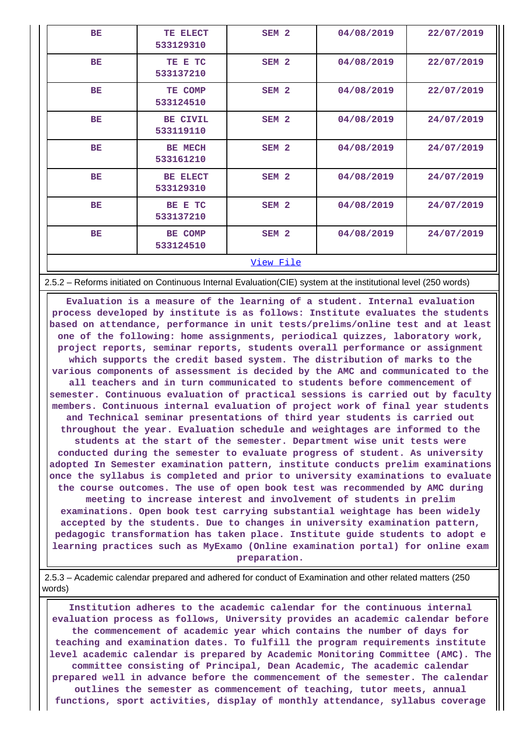| BE | TE ELECT 533129310 | SEM 2 | 04/08/2019 | 22/07/2019 |
|---|---|---|---|---|
| BE | TE E TC 533137210 | SEM 2 | 04/08/2019 | 22/07/2019 |
| BE | TE COMP 533124510 | SEM 2 | 04/08/2019 | 22/07/2019 |
| BE | BE CIVIL 533119110 | SEM 2 | 04/08/2019 | 24/07/2019 |
| BE | BE MECH 533161210 | SEM 2 | 04/08/2019 | 24/07/2019 |
| BE | BE ELECT 533129310 | SEM 2 | 04/08/2019 | 24/07/2019 |
| BE | BE E TC 533137210 | SEM 2 | 04/08/2019 | 24/07/2019 |
| BE | BE COMP 533124510 | SEM 2 | 04/08/2019 | 24/07/2019 |

View File

2.5.2 – Reforms initiated on Continuous Internal Evaluation(CIE) system at the institutional level (250 words)

Evaluation is a measure of the learning of a student. Internal evaluation process developed by institute is as follows: Institute evaluates the students based on attendance, performance in unit tests/prelims/online test and at least one of the following: home assignments, periodical quizzes, laboratory work, project reports, seminar reports, students overall performance or assignment which supports the credit based system. The distribution of marks to the various components of assessment is decided by the AMC and communicated to the all teachers and in turn communicated to students before commencement of semester. Continuous evaluation of practical sessions is carried out by faculty members. Continuous internal evaluation of project work of final year students and Technical seminar presentations of third year students is carried out throughout the year. Evaluation schedule and weightages are informed to the students at the start of the semester. Department wise unit tests were conducted during the semester to evaluate progress of student. As university adopted In Semester examination pattern, institute conducts prelim examinations once the syllabus is completed and prior to university examinations to evaluate the course outcomes. The use of open book test was recommended by AMC during meeting to increase interest and involvement of students in prelim examinations. Open book test carrying substantial weightage has been widely accepted by the students. Due to changes in university examination pattern, pedagogic transformation has taken place. Institute guide students to adopt e learning practices such as MyExamo (Online examination portal) for online exam preparation.

2.5.3 – Academic calendar prepared and adhered for conduct of Examination and other related matters (250 words)

Institution adheres to the academic calendar for the continuous internal evaluation process as follows, University provides an academic calendar before the commencement of academic year which contains the number of days for teaching and examination dates. To fulfill the program requirements institute level academic calendar is prepared by Academic Monitoring Committee (AMC). The committee consisting of Principal, Dean Academic, The academic calendar prepared well in advance before the commencement of the semester. The calendar outlines the semester as commencement of teaching, tutor meets, annual functions, sport activities, display of monthly attendance, syllabus coverage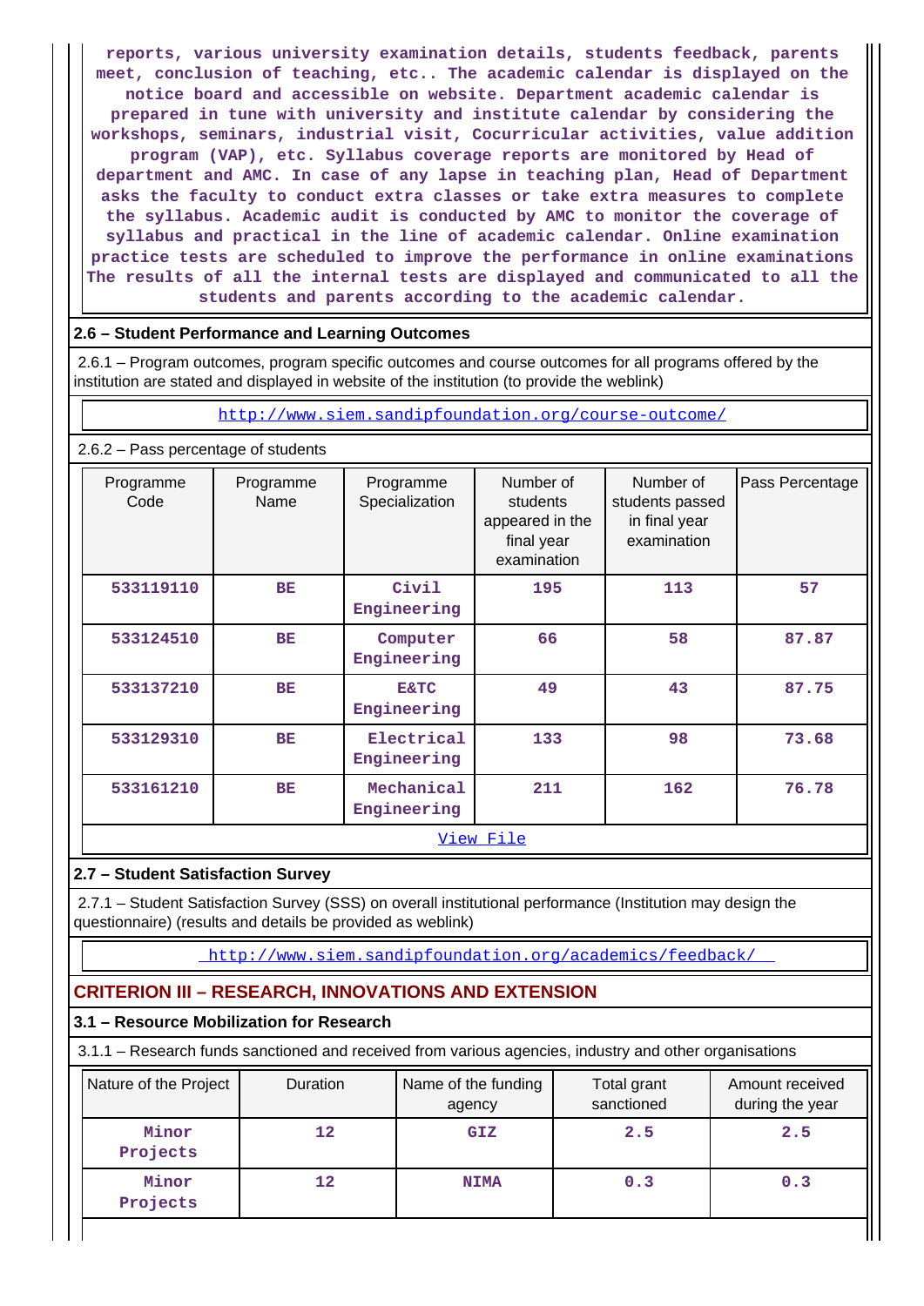reports, various university examination details, students feedback, parents meet, conclusion of teaching, etc.. The academic calendar is displayed on the notice board and accessible on website. Department academic calendar is prepared in tune with university and institute calendar by considering the workshops, seminars, industrial visit, Cocurricular activities, value addition program (VAP), etc. Syllabus coverage reports are monitored by Head of department and AMC. In case of any lapse in teaching plan, Head of Department asks the faculty to conduct extra classes or take extra measures to complete the syllabus. Academic audit is conducted by AMC to monitor the coverage of syllabus and practical in the line of academic calendar. Online examination practice tests are scheduled to improve the performance in online examinations The results of all the internal tests are displayed and communicated to all the students and parents according to the academic calendar.

### 2.6 – Student Performance and Learning Outcomes

2.6.1 – Program outcomes, program specific outcomes and course outcomes for all programs offered by the institution are stated and displayed in website of the institution (to provide the weblink)

http://www.siem.sandipfoundation.org/course-outcome/

2.6.2 – Pass percentage of students

| Programme Code | Programme Name | Programme Specialization | Number of students appeared in the final year examination | Number of students passed in final year examination | Pass Percentage |
|---|---|---|---|---|---|
| 533119110 | BE | Civil Engineering | 195 | 113 | 57 |
| 533124510 | BE | Computer Engineering | 66 | 58 | 87.87 |
| 533137210 | BE | E&TC Engineering | 49 | 43 | 87.75 |
| 533129310 | BE | Electrical Engineering | 133 | 98 | 73.68 |
| 533161210 | BE | Mechanical Engineering | 211 | 162 | 76.78 |

View File

### 2.7 – Student Satisfaction Survey

2.7.1 – Student Satisfaction Survey (SSS) on overall institutional performance (Institution may design the questionnaire) (results and details be provided as weblink)

http://www.siem.sandipfoundation.org/academics/feedback/

## CRITERION III – RESEARCH, INNOVATIONS AND EXTENSION

### 3.1 – Resource Mobilization for Research

3.1.1 – Research funds sanctioned and received from various agencies, industry and other organisations

| Nature of the Project | Duration | Name of the funding agency | Total grant sanctioned | Amount received during the year |
|---|---|---|---|---|
| Minor Projects | 12 | GIZ | 2.5 | 2.5 |
| Minor Projects | 12 | NIMA | 0.3 | 0.3 |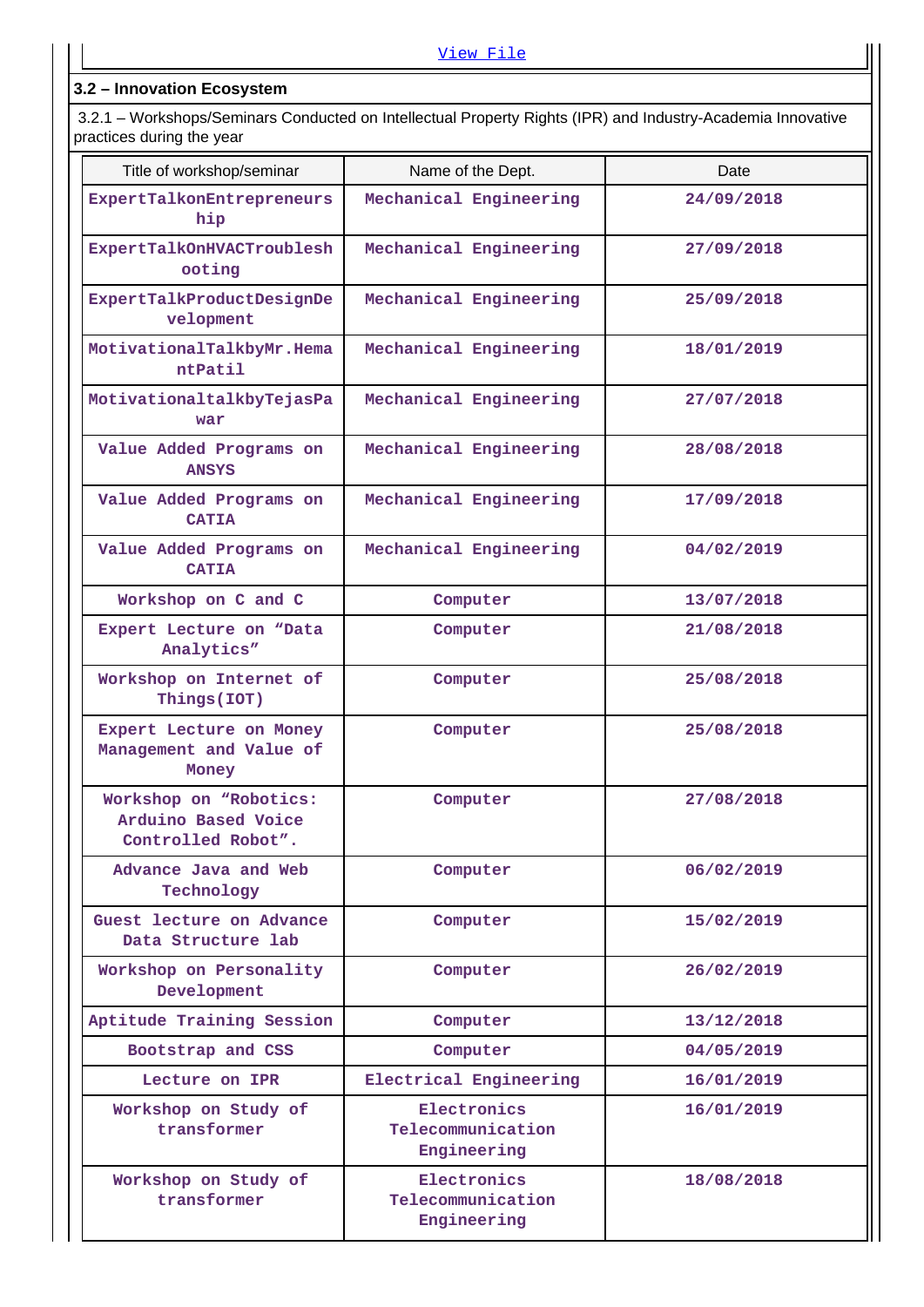View File

### 3.2 – Innovation Ecosystem

3.2.1 – Workshops/Seminars Conducted on Intellectual Property Rights (IPR) and Industry-Academia Innovative practices during the year

| Title of workshop/seminar | Name of the Dept. | Date |
|---|---|---|
| ExpertTalkonEntrepreneurship | Mechanical Engineering | 24/09/2018 |
| ExpertTalkOnHVACTroubleshooting | Mechanical Engineering | 27/09/2018 |
| ExpertTalkProductDesignDevelopment | Mechanical Engineering | 25/09/2018 |
| MotivationalTalkbyMr.HemantPatil | Mechanical Engineering | 18/01/2019 |
| MotivationaltalkbyTejasPawar | Mechanical Engineering | 27/07/2018 |
| Value Added Programs on ANSYS | Mechanical Engineering | 28/08/2018 |
| Value Added Programs on CATIA | Mechanical Engineering | 17/09/2018 |
| Value Added Programs on CATIA | Mechanical Engineering | 04/02/2019 |
| Workshop on C and C | Computer | 13/07/2018 |
| Expert Lecture on "Data Analytics" | Computer | 21/08/2018 |
| Workshop on Internet of Things(IOT) | Computer | 25/08/2018 |
| Expert Lecture on Money Management and Value of Money | Computer | 25/08/2018 |
| Workshop on "Robotics: Arduino Based Voice Controlled Robot". | Computer | 27/08/2018 |
| Advance Java and Web Technology | Computer | 06/02/2019 |
| Guest lecture on Advance Data Structure lab | Computer | 15/02/2019 |
| Workshop on Personality Development | Computer | 26/02/2019 |
| Aptitude Training Session | Computer | 13/12/2018 |
| Bootstrap and CSS | Computer | 04/05/2019 |
| Lecture on IPR | Electrical Engineering | 16/01/2019 |
| Workshop on Study of transformer | Electronics Telecommunication Engineering | 16/01/2019 |
| Workshop on Study of transformer | Electronics Telecommunication Engineering | 18/08/2018 |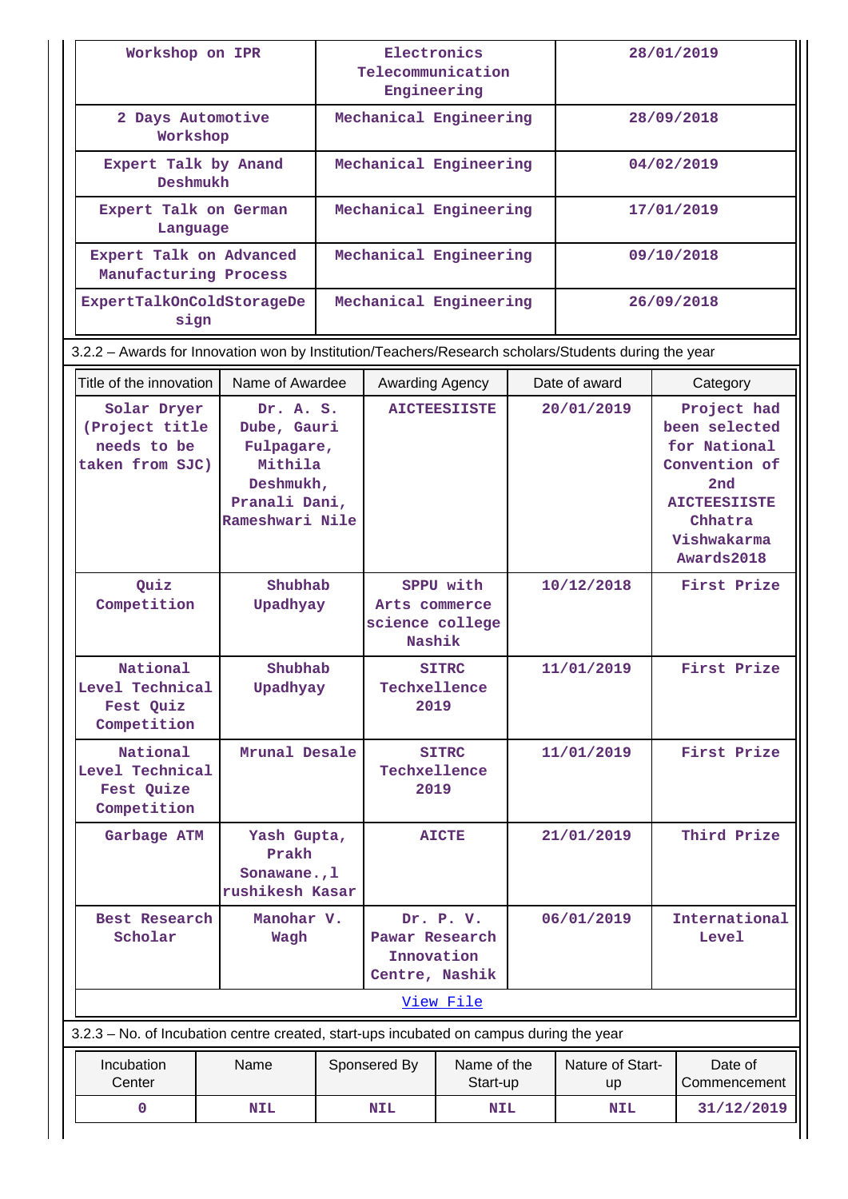| Workshop on IPR | Electronics Telecommunication Engineering | 28/01/2019 |
|---|---|---|
| 2 Days Automotive Workshop | Mechanical Engineering | 28/09/2018 |
| Expert Talk by Anand Deshmukh | Mechanical Engineering | 04/02/2019 |
| Expert Talk on German Language | Mechanical Engineering | 17/01/2019 |
| Expert Talk on Advanced Manufacturing Process | Mechanical Engineering | 09/10/2018 |
| ExpertTalkOnColdStorageDesign | Mechanical Engineering | 26/09/2018 |

3.2.2 – Awards for Innovation won by Institution/Teachers/Research scholars/Students during the year

| Title of the innovation | Name of Awardee | Awarding Agency | Date of award | Category |
|---|---|---|---|---|
| Solar Dryer (Project title needs to be taken from SJC) | Dr. A. S. Dube, Gauri Fulpagare, Mithila Deshmukh, Pranali Dani, Rameshwari Nile | AICTEESIISTE | 20/01/2019 | Project had been selected for National Convention of 2nd AICTEESIISTE Chhatra Vishwakarma Awards2018 |
| Quiz Competition | Shubhab Upadhyay | SPPU with Arts commerce science college Nashik | 10/12/2018 | First Prize |
| National Level Technical Fest Quiz Competition | Shubhab Upadhyay | SITRC Techxellence 2019 | 11/01/2019 | First Prize |
| National Level Technical Fest Quize Competition | Mrunal Desale | SITRC Techxellence 2019 | 11/01/2019 | First Prize |
| Garbage ATM | Yash Gupta, Prakh Sonawane.,l rushikesh Kasar | AICTE | 21/01/2019 | Third Prize |
| Best Research Scholar | Manohar V. Wagh | Dr. P. V. Pawar Research Innovation Centre, Nashik | 06/01/2019 | International Level |

View File

3.2.3 – No. of Incubation centre created, start-ups incubated on campus during the year

| Incubation Center | Name | Sponsered By | Name of the Start-up | Nature of Start-up | Date of Commencement |
|---|---|---|---|---|---|
| 0 | NIL | NIL | NIL | NIL | 31/12/2019 |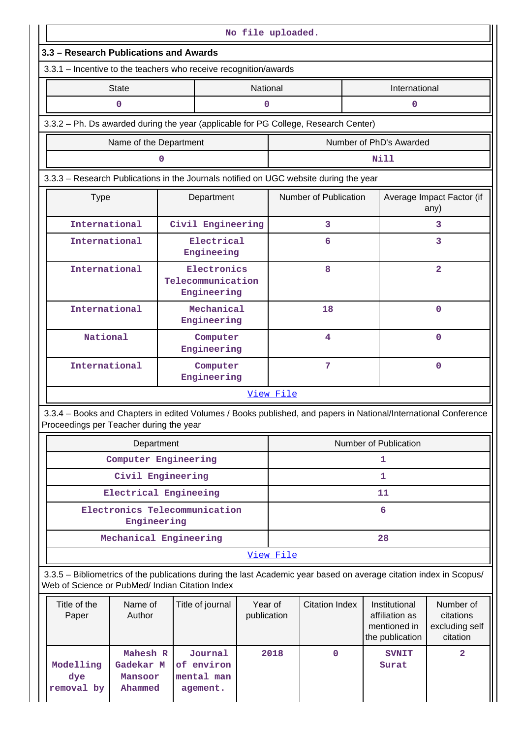No file uploaded.

### 3.3 – Research Publications and Awards

3.3.1 – Incentive to the teachers who receive recognition/awards

| State | National | International |
|---|---|---|
| 0 | 0 | 0 |

3.3.2 – Ph. Ds awarded during the year (applicable for PG College, Research Center)

| Name of the Department | Number of PhD's Awarded |
|---|---|
| 0 | Nill |

3.3.3 – Research Publications in the Journals notified on UGC website during the year

| Type | Department | Number of Publication | Average Impact Factor (if any) |
|---|---|---|---|
| International | Civil Engineering | 3 | 3 |
| International | Electrical Engineeing | 6 | 3 |
| International | Electronics Telecommunication Engineering | 8 | 2 |
| International | Mechanical Engineering | 18 | 0 |
| National | Computer Engineering | 4 | 0 |
| International | Computer Engineering | 7 | 0 |

View File

3.3.4 – Books and Chapters in edited Volumes / Books published, and papers in National/International Conference Proceedings per Teacher during the year

| Department | Number of Publication |
|---|---|
| Computer Engineering | 1 |
| Civil Engineering | 1 |
| Electrical Engineeing | 11 |
| Electronics Telecommunication Engineering | 6 |
| Mechanical Engineering | 28 |

View File

3.3.5 – Bibliometrics of the publications during the last Academic year based on average citation index in Scopus/ Web of Science or PubMed/ Indian Citation Index

| Title of the Paper | Name of Author | Title of journal | Year of publication | Citation Index | Institutional affiliation as mentioned in the publication | Number of citations excluding self citation |
|---|---|---|---|---|---|---|
| Modelling dye removal by | Mahesh R Gadekar M Mansoor Ahammed | Journal of environ mental man agement. | 2018 | 0 | SVNIT Surat | 2 |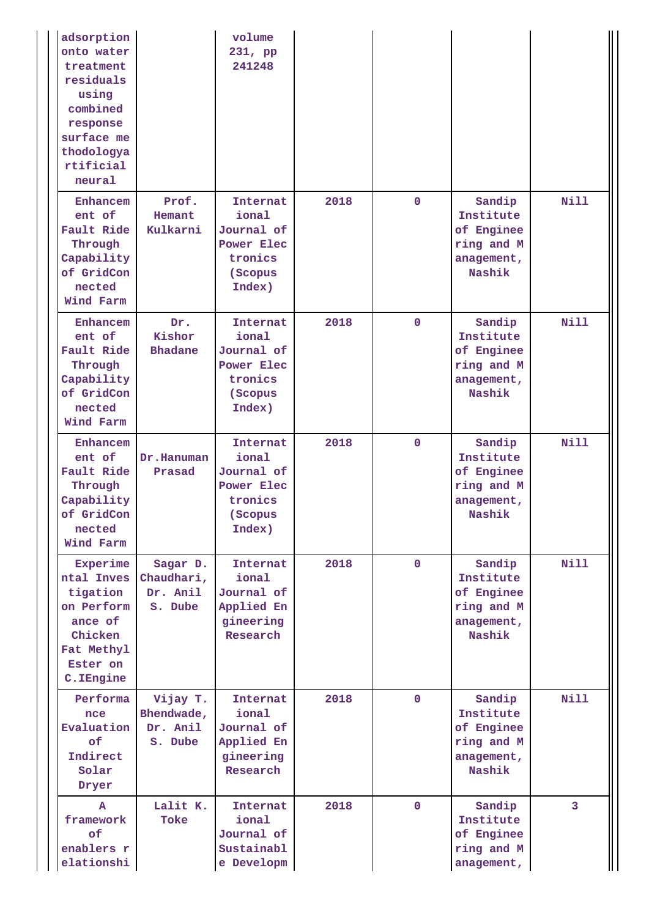| | | | | | | |
|---|---|---|---|---|---|---|
| adsorption onto water treatment residuals using combined response surface methodologyartificial neural | | volume 231, pp 241248 | | | | |
| Enhancement of Fault Ride Through Capability of GridConnected Wind Farm | Prof. Hemant Kulkarni | International Journal of Power Electronics (Scopus Index) | 2018 | 0 | Sandip Institute of Engineering and Management, Nashik | Nill |
| Enhancement of Fault Ride Through Capability of GridConnected Wind Farm | Dr. Kishor Bhadane | International Journal of Power Electronics (Scopus Index) | 2018 | 0 | Sandip Institute of Engineering and Management, Nashik | Nill |
| Enhancement of Fault Ride Through Capability of GridConnected Wind Farm | Dr.Hanuman Prasad | International Journal of Power Electronics (Scopus Index) | 2018 | 0 | Sandip Institute of Engineering and Management, Nashik | Nill |
| Experimental Investigation on Performance of Chicken Fat Methyl Ester on C.IEngine | Sagar D. Chaudhari, Dr. Anil S. Dube | International Journal of Applied Engineering Research | 2018 | 0 | Sandip Institute of Engineering and Management, Nashik | Nill |
| Performance Evaluation of Indirect Solar Dryer | Vijay T. Bhendwade, Dr. Anil S. Dube | International Journal of Applied Engineering Research | 2018 | 0 | Sandip Institute of Engineering and Management, Nashik | Nill |
| A framework of enablers relationshi | Lalit K. Toke | International Journal of Sustainable Developm | 2018 | 0 | Sandip Institute of Engineering and Management, | 3 |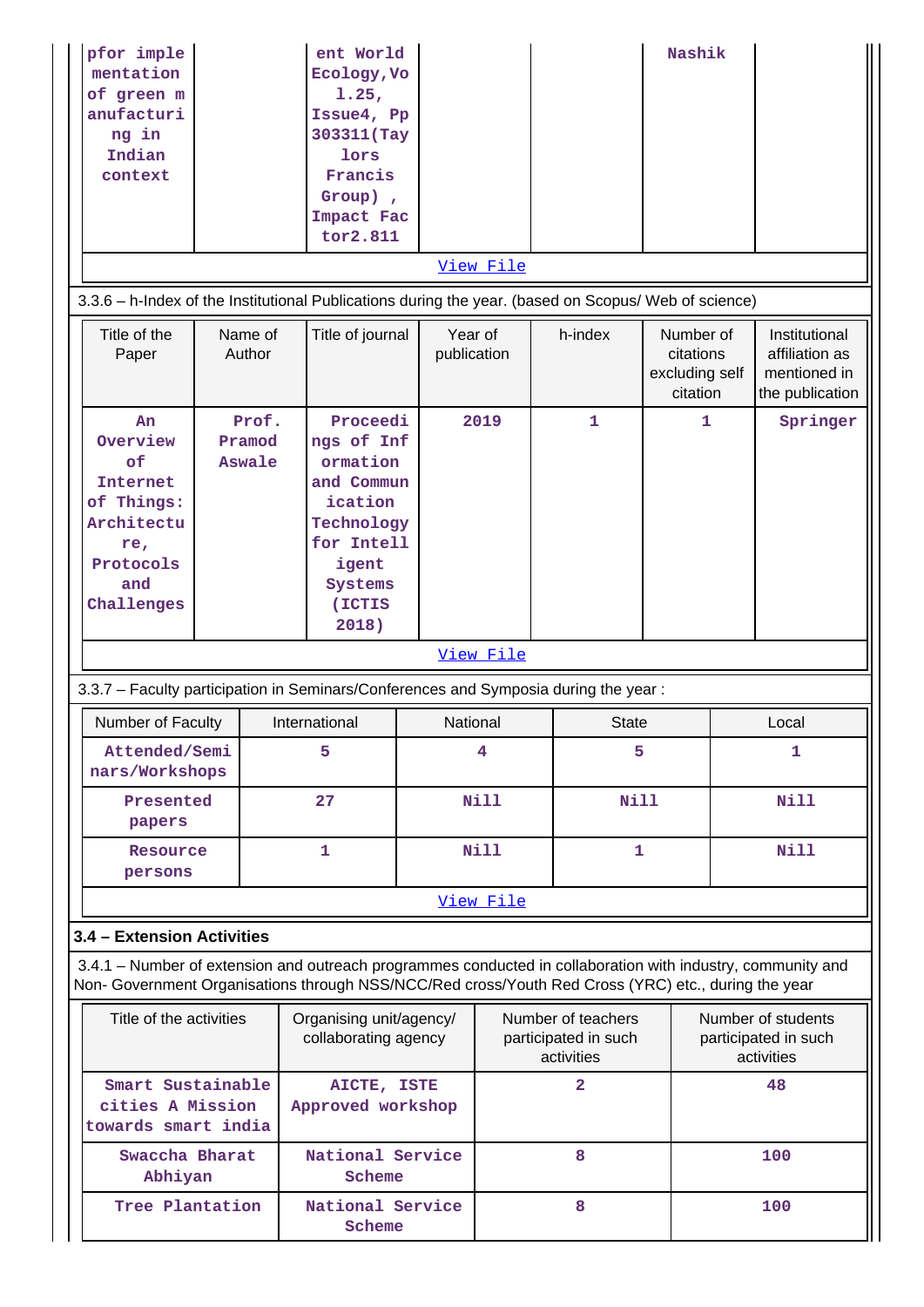| | | | | | | |
|---|---|---|---|---|---|---|
| pfor implementation of green manufacturing in Indian context | | ent World Ecology,Vol.25, Issue4, Pp 303311(Taylors Francis Group) , Impact Factor2.811 | | | Nashik | |

View File

3.3.6 – h-Index of the Institutional Publications during the year. (based on Scopus/ Web of science)

| Title of the Paper | Name of Author | Title of journal | Year of publication | h-index | Number of citations excluding self citation | Institutional affiliation as mentioned in the publication |
|---|---|---|---|---|---|---|
| An Overview of Internet of Things: Architecture, Protocols and Challenges | Prof. Pramod Aswale | Proceedings of Information and Communication Technology for Intelligent Systems (ICTIS 2018) | 2019 | 1 | 1 | Springer |

View File

3.3.7 – Faculty participation in Seminars/Conferences and Symposia during the year :

| Number of Faculty | International | National | State | Local |
|---|---|---|---|---|
| Attended/Seminars/Workshops | 5 | 4 | 5 | 1 |
| Presented papers | 27 | Nill | Nill | Nill |
| Resource persons | 1 | Nill | 1 | Nill |

View File

### 3.4 – Extension Activities

3.4.1 – Number of extension and outreach programmes conducted in collaboration with industry, community and Non- Government Organisations through NSS/NCC/Red cross/Youth Red Cross (YRC) etc., during the year

| Title of the activities | Organising unit/agency/ collaborating agency | Number of teachers participated in such activities | Number of students participated in such activities |
|---|---|---|---|
| Smart Sustainable cities A Mission towards smart india | AICTE, ISTE Approved workshop | 2 | 48 |
| Swaccha Bharat Abhiyan | National Service Scheme | 8 | 100 |
| Tree Plantation | National Service Scheme | 8 | 100 |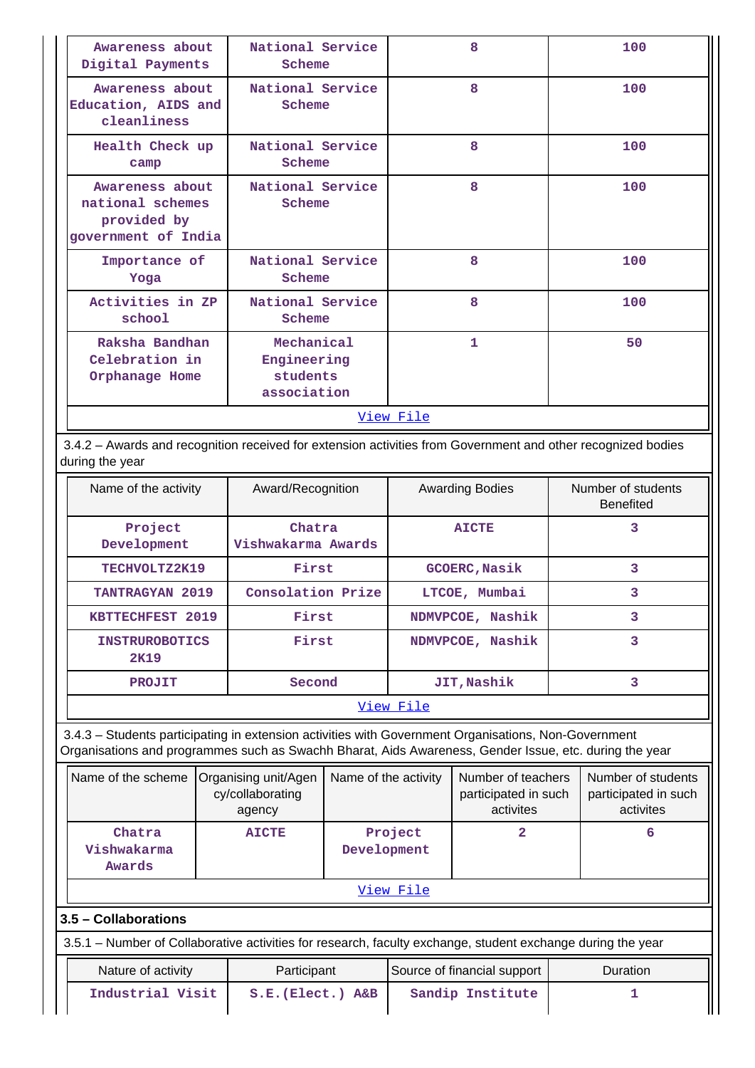| Awareness about Digital Payments | National Service Scheme | 8 | 100 |
|---|---|---|---|
| Awareness about Education, AIDS and cleanliness | National Service Scheme | 8 | 100 |
| Health Check up camp | National Service Scheme | 8 | 100 |
| Awareness about national schemes provided by government of India | National Service Scheme | 8 | 100 |
| Importance of Yoga | National Service Scheme | 8 | 100 |
| Activities in ZP school | National Service Scheme | 8 | 100 |
| Raksha Bandhan Celebration in Orphanage Home | Mechanical Engineering students association | 1 | 50 |

View File

3.4.2 – Awards and recognition received for extension activities from Government and other recognized bodies during the year

| Name of the activity | Award/Recognition | Awarding Bodies | Number of students Benefited |
|---|---|---|---|
| Project Development | Chatra Vishwakarma Awards | AICTE | 3 |
| TECHVOLTZ2K19 | First | GCOERC,Nasik | 3 |
| TANTRAGYAN 2019 | Consolation Prize | LTCOE, Mumbai | 3 |
| KBTTECHFEST 2019 | First | NDMVPCOE, Nashik | 3 |
| INSTRUROBOTICS 2K19 | First | NDMVPCOE, Nashik | 3 |
| PROJIT | Second | JIT,Nashik | 3 |

View File

3.4.3 – Students participating in extension activities with Government Organisations, Non-Government Organisations and programmes such as Swachh Bharat, Aids Awareness, Gender Issue, etc. during the year

| Name of the scheme | Organising unit/Agency/collaborating agency | Name of the activity | Number of teachers participated in such activites | Number of students participated in such activites |
|---|---|---|---|---|
| Chatra Vishwakarma Awards | AICTE | Project Development | 2 | 6 |

View File

**3.5 – Collaborations**

3.5.1 – Number of Collaborative activities for research, faculty exchange, student exchange during the year

| Nature of activity | Participant | Source of financial support | Duration |
|---|---|---|---|
| Industrial Visit | S.E.(Elect.) A&B | Sandip Institute | 1 |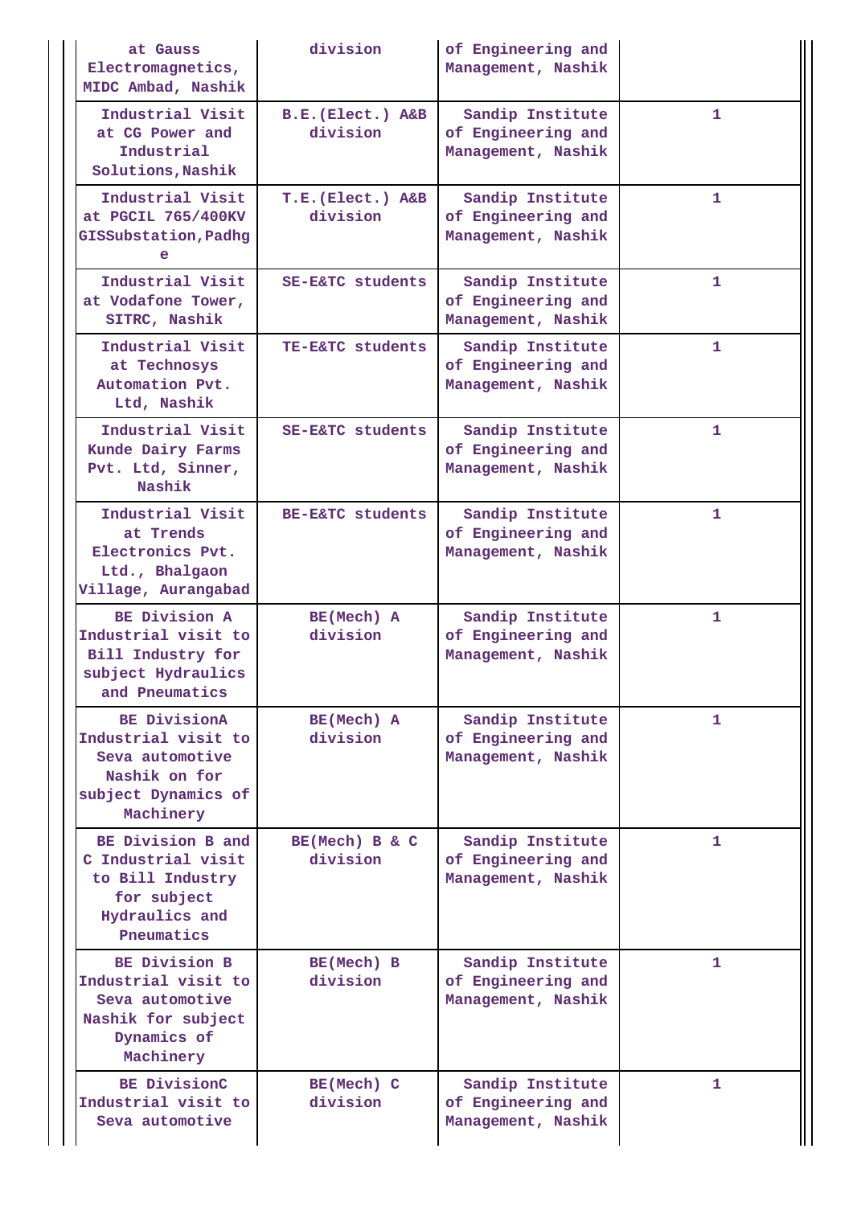| | | | |
|---|---|---|---|
| at Gauss Electromagnetics, MIDC Ambad, Nashik | division | of Engineering and Management, Nashik | |
| Industrial Visit at CG Power and Industrial Solutions,Nashik | B.E.(Elect.) A&B division | Sandip Institute of Engineering and Management, Nashik | 1 |
| Industrial Visit at PGCIL 765/400KV GISSubstation,Padhge | T.E.(Elect.) A&B division | Sandip Institute of Engineering and Management, Nashik | 1 |
| Industrial Visit at Vodafone Tower, SITRC, Nashik | SE-E&TC students | Sandip Institute of Engineering and Management, Nashik | 1 |
| Industrial Visit at Technosys Automation Pvt. Ltd, Nashik | TE-E&TC students | Sandip Institute of Engineering and Management, Nashik | 1 |
| Industrial Visit Kunde Dairy Farms Pvt. Ltd, Sinner, Nashik | SE-E&TC students | Sandip Institute of Engineering and Management, Nashik | 1 |
| Industrial Visit at Trends Electronics Pvt. Ltd., Bhalgaon Village, Aurangabad | BE-E&TC students | Sandip Institute of Engineering and Management, Nashik | 1 |
| BE Division A Industrial visit to Bill Industry for subject Hydraulics and Pneumatics | BE(Mech) A division | Sandip Institute of Engineering and Management, Nashik | 1 |
| BE DivisionA Industrial visit to Seva automotive Nashik on for subject Dynamics of Machinery | BE(Mech) A division | Sandip Institute of Engineering and Management, Nashik | 1 |
| BE Division B and C Industrial visit to Bill Industry for subject Hydraulics and Pneumatics | BE(Mech) B & C division | Sandip Institute of Engineering and Management, Nashik | 1 |
| BE Division B Industrial visit to Seva automotive Nashik for subject Dynamics of Machinery | BE(Mech) B division | Sandip Institute of Engineering and Management, Nashik | 1 |
| BE DivisionC Industrial visit to Seva automotive | BE(Mech) C division | Sandip Institute of Engineering and Management, Nashik | 1 |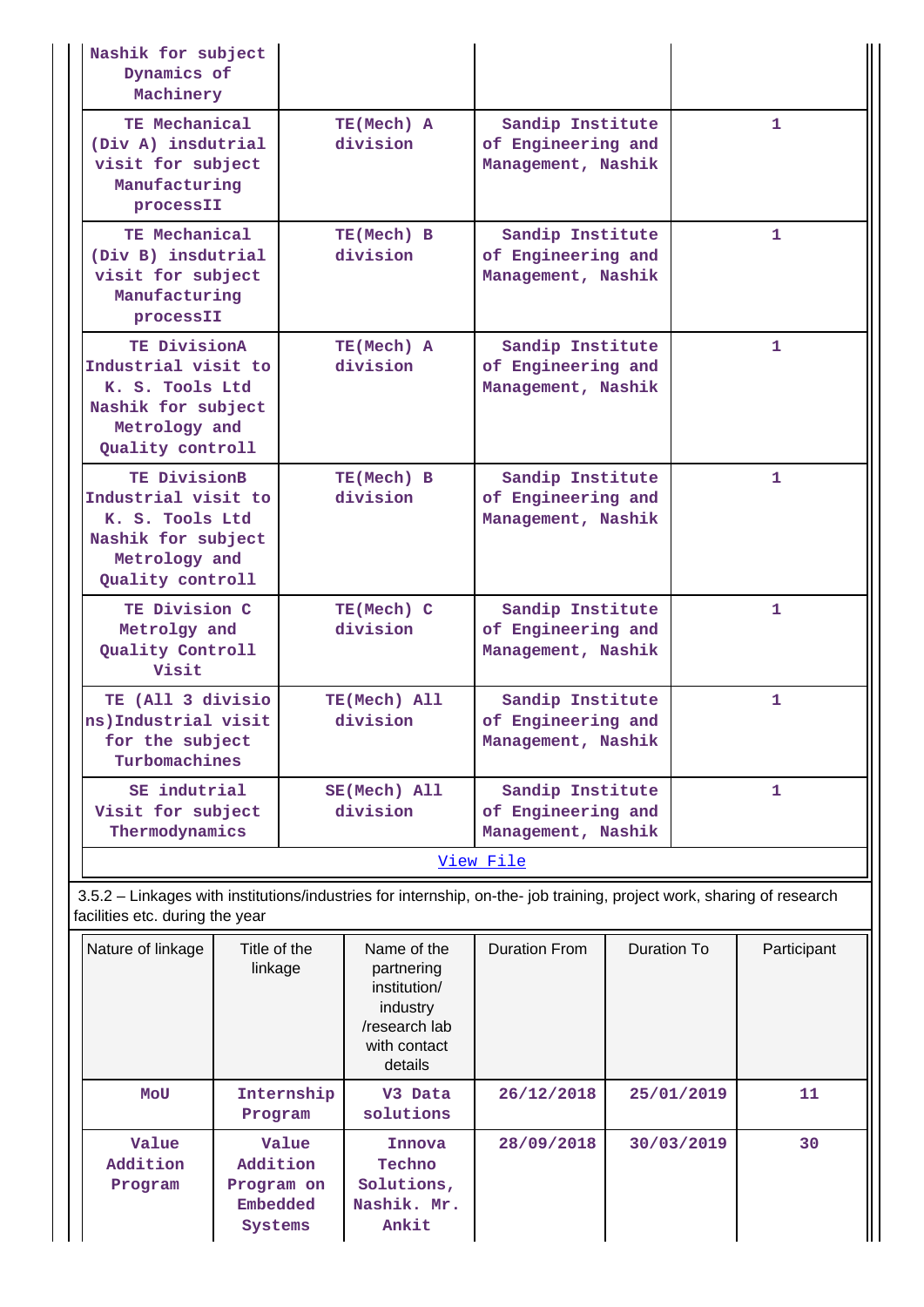| | | | |
|---|---|---|---|
| Nashik for subject Dynamics of Machinery | | | |
| TE Mechanical (Div A) insdutrial visit for subject Manufacturing processII | TE(Mech) A division | Sandip Institute of Engineering and Management, Nashik | 1 |
| TE Mechanical (Div B) insdutrial visit for subject Manufacturing processII | TE(Mech) B division | Sandip Institute of Engineering and Management, Nashik | 1 |
| TE DivisionA Industrial visit to K. S. Tools Ltd Nashik for subject Metrology and Quality controll | TE(Mech) A division | Sandip Institute of Engineering and Management, Nashik | 1 |
| TE DivisionB Industrial visit to K. S. Tools Ltd Nashik for subject Metrology and Quality controll | TE(Mech) B division | Sandip Institute of Engineering and Management, Nashik | 1 |
| TE Division C Metrolgy and Quality Controll Visit | TE(Mech) C division | Sandip Institute of Engineering and Management, Nashik | 1 |
| TE (All 3 divisions)Industrial visit for the subject Turbomachines | TE(Mech) All division | Sandip Institute of Engineering and Management, Nashik | 1 |
| SE indutrial Visit for subject Thermodynamics | SE(Mech) All division | Sandip Institute of Engineering and Management, Nashik | 1 |

View File

3.5.2 – Linkages with institutions/industries for internship, on-the- job training, project work, sharing of research facilities etc. during the year

| Nature of linkage | Title of the linkage | Name of the partnering institution/ industry /research lab with contact details | Duration From | Duration To | Participant |
|---|---|---|---|---|---|
| MoU | Internship Program | V3 Data solutions | 26/12/2018 | 25/01/2019 | 11 |
| Value Addition Program | Value Addition Program on Embedded Systems | Innova Techno Solutions, Nashik. Mr. Ankit | 28/09/2018 | 30/03/2019 | 30 |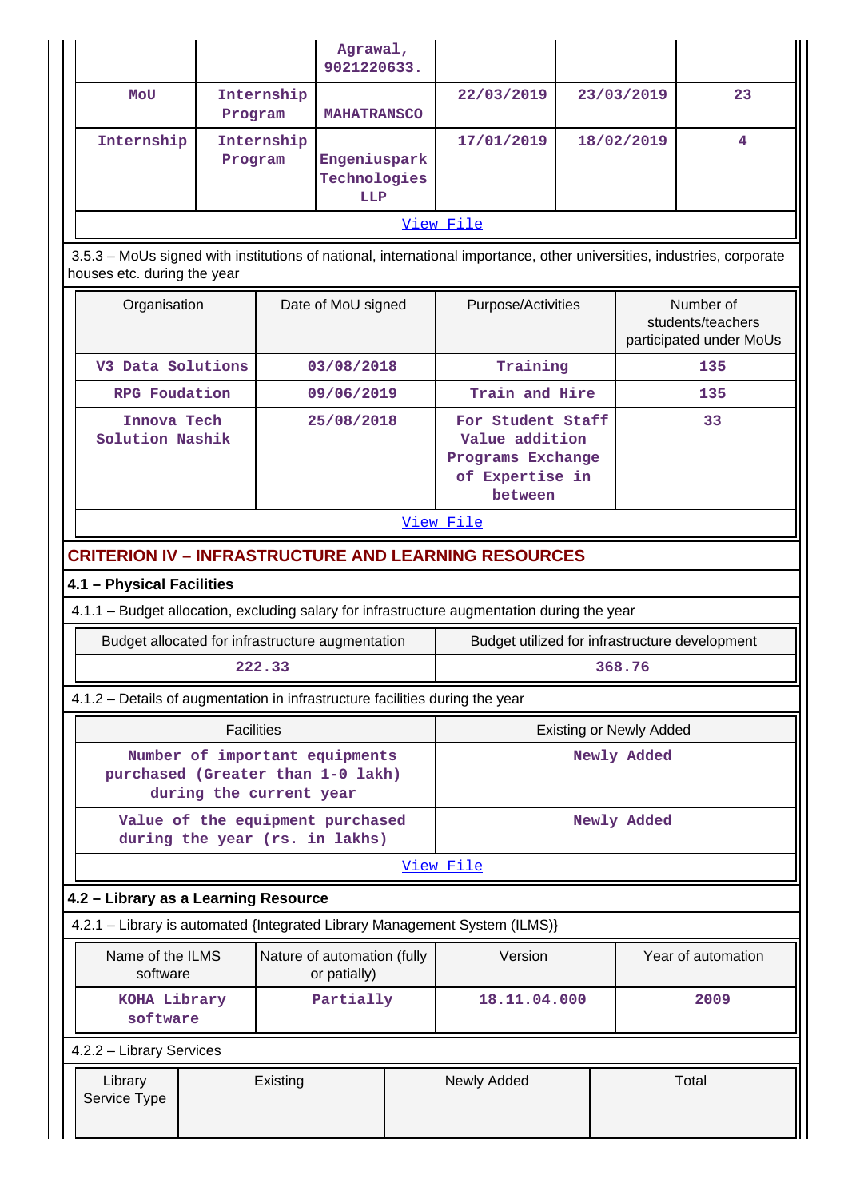| | | Agrawal, 9021220633. | | | |
|---|---|---|---|---|---|
| MoU | Internship Program | MAHATRANSCO | 22/03/2019 | 23/03/2019 | 23 |
| Internship | Internship Program | Engeniuspark Technologies LLP | 17/01/2019 | 18/02/2019 | 4 |
| View File | | | | | |

3.5.3 – MoUs signed with institutions of national, international importance, other universities, industries, corporate houses etc. during the year

| Organisation | Date of MoU signed | Purpose/Activities | Number of students/teachers participated under MoUs |
|---|---|---|---|
| V3 Data Solutions | 03/08/2018 | Training | 135 |
| RPG Foudation | 09/06/2019 | Train and Hire | 135 |
| Innova Tech Solution Nashik | 25/08/2018 | For Student Staff Value addition Programs Exchange of Expertise in between | 33 |
| View File | | | |

## CRITERION IV – INFRASTRUCTURE AND LEARNING RESOURCES

### 4.1 – Physical Facilities

4.1.1 – Budget allocation, excluding salary for infrastructure augmentation during the year

| Budget allocated for infrastructure augmentation | Budget utilized for infrastructure development |
|---|---|
| 222.33 | 368.76 |

4.1.2 – Details of augmentation in infrastructure facilities during the year

| Facilities | Existing or Newly Added |
|---|---|
| Number of important equipments purchased (Greater than 1-0 lakh) during the current year | Newly Added |
| Value of the equipment purchased during the year (rs. in lakhs) | Newly Added |
| View File | |

### 4.2 – Library as a Learning Resource

4.2.1 – Library is automated {Integrated Library Management System (ILMS)}

| Name of the ILMS software | Nature of automation (fully or patially) | Version | Year of automation |
|---|---|---|---|
| KOHA Library software | Partially | 18.11.04.000 | 2009 |

4.2.2 – Library Services

| Library Service Type | Existing | | Newly Added | | Total | |
|---|---|---|---|---|---|---|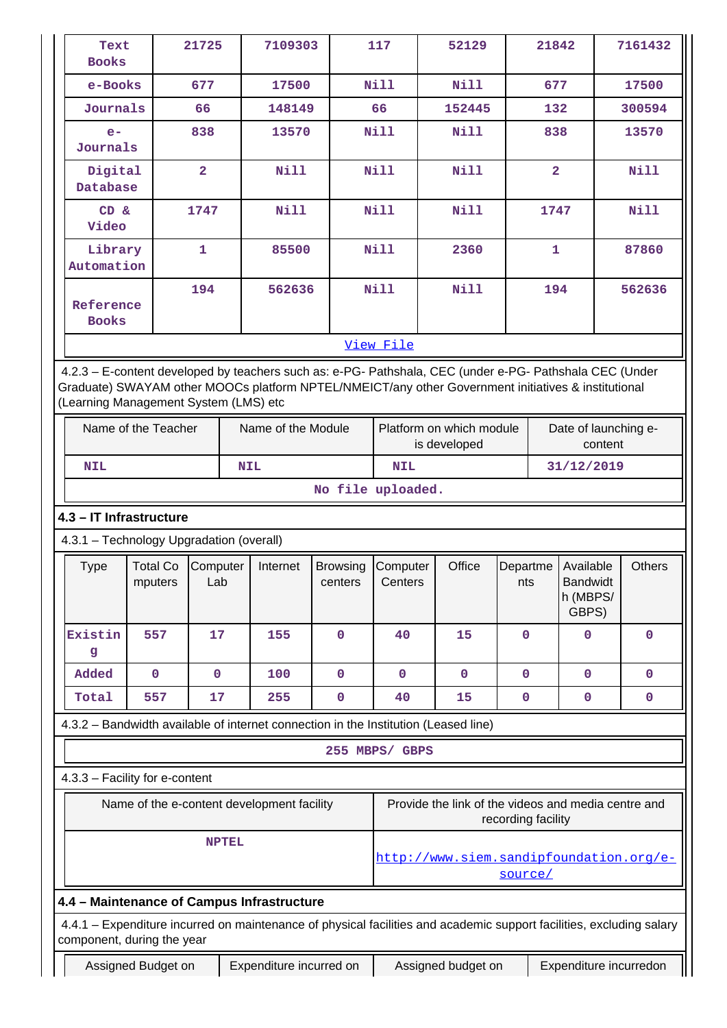| Text Books | 21725 | 7109303 | 117 | 52129 | 21842 | 7161432 |
|---|---|---|---|---|---|---|
| e-Books | 677 | 17500 | Nill | Nill | 677 | 17500 |
| Journals | 66 | 148149 | 66 | 152445 | 132 | 300594 |
| e-Journals | 838 | 13570 | Nill | Nill | 838 | 13570 |
| Digital Database | 2 | Nill | Nill | Nill | 2 | Nill |
| CD & Video | 1747 | Nill | Nill | Nill | 1747 | Nill |
| Library Automation | 1 | 85500 | Nill | 2360 | 1 | 87860 |
| Reference Books | 194 | 562636 | Nill | Nill | 194 | 562636 |

View File

4.2.3 – E-content developed by teachers such as: e-PG- Pathshala, CEC (under e-PG- Pathshala CEC (Under Graduate) SWAYAM other MOOCs platform NPTEL/NMEICT/any other Government initiatives & institutional (Learning Management System (LMS) etc

| Name of the Teacher | Name of the Module | Platform on which module is developed | Date of launching e-content |
|---|---|---|---|
| NIL | NIL | NIL | 31/12/2019 |

No file uploaded.

**4.3 – IT Infrastructure**

4.3.1 – Technology Upgradation (overall)

| Type | Total Computers | Computer Lab | Internet | Browsing centers | Computer Centers | Office | Departments | Available Bandwidth (MBPS/ GBPS) | Others |
|---|---|---|---|---|---|---|---|---|---|
| Existing | 557 | 17 | 155 | 0 | 40 | 15 | 0 | 0 | 0 |
| Added | 0 | 0 | 100 | 0 | 0 | 0 | 0 | 0 | 0 |
| Total | 557 | 17 | 255 | 0 | 40 | 15 | 0 | 0 | 0 |

4.3.2 – Bandwidth available of internet connection in the Institution (Leased line)

255 MBPS/ GBPS

4.3.3 – Facility for e-content

| Name of the e-content development facility | Provide the link of the videos and media centre and recording facility |
|---|---|
| NPTEL | http://www.siem.sandipfoundation.org/e-source/ |

**4.4 – Maintenance of Campus Infrastructure**

4.4.1 – Expenditure incurred on maintenance of physical facilities and academic support facilities, excluding salary component, during the year

| Assigned Budget on | Expenditure incurred on | Assigned budget on | Expenditure incurredon |
|---|---|---|---|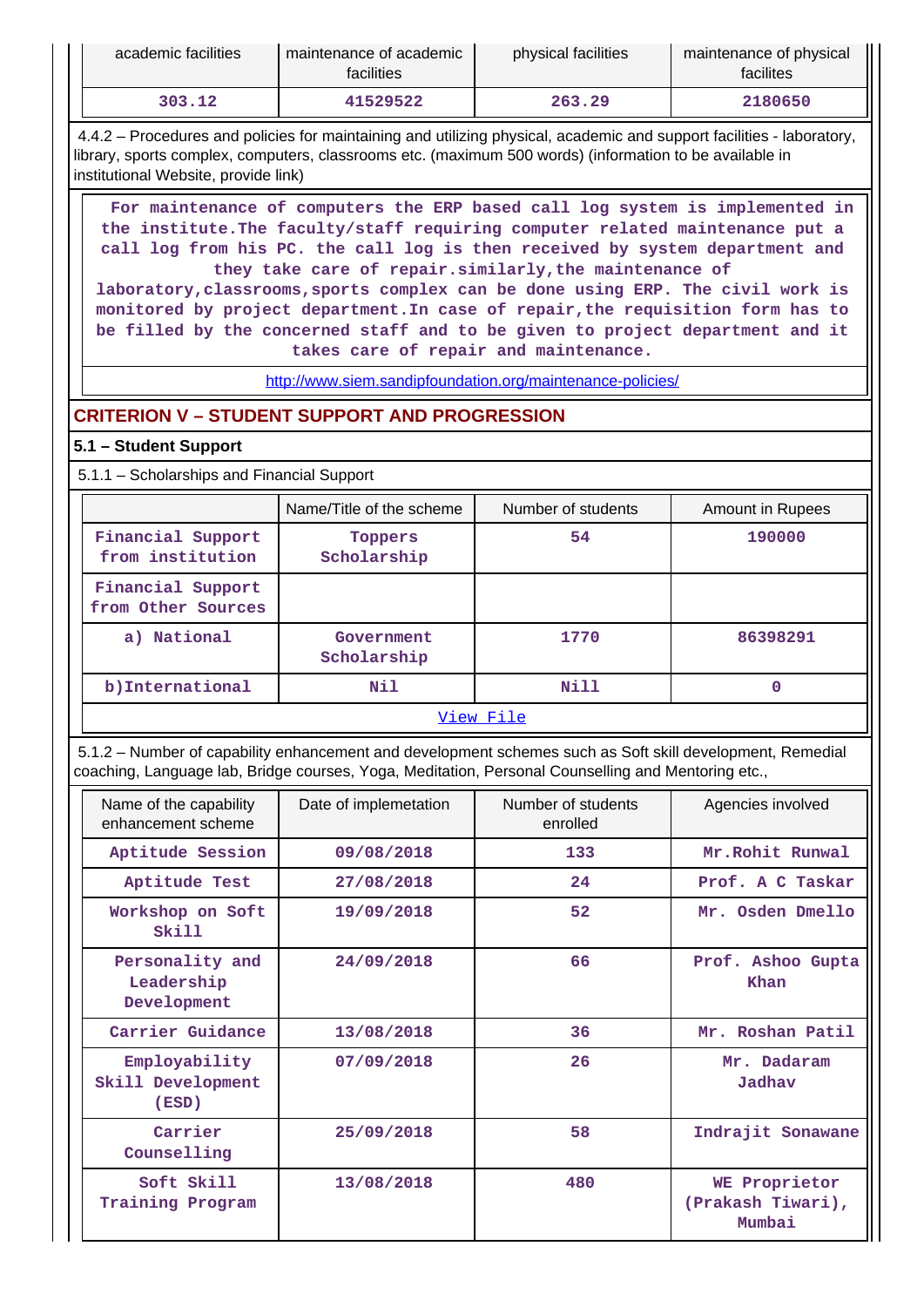| academic facilities | maintenance of academic facilities | physical facilities | maintenance of physical facilites |
|---|---|---|---|
| 303.12 | 41529522 | 263.29 | 2180650 |

4.4.2 – Procedures and policies for maintaining and utilizing physical, academic and support facilities - laboratory, library, sports complex, computers, classrooms etc. (maximum 500 words) (information to be available in institutional Website, provide link)

For maintenance of computers the ERP based call log system is implemented in the institute.The faculty/staff requiring computer related maintenance put a call log from his PC. the call log is then received by system department and they take care of repair.similarly,the maintenance of laboratory,classrooms,sports complex can be done using ERP. The civil work is monitored by project department.In case of repair,the requisition form has to be filled by the concerned staff and to be given to project department and it takes care of repair and maintenance.

http://www.siem.sandipfoundation.org/maintenance-policies/

## CRITERION V – STUDENT SUPPORT AND PROGRESSION

### 5.1 – Student Support

5.1.1 – Scholarships and Financial Support

| | Name/Title of the scheme | Number of students | Amount in Rupees |
|---|---|---|---|
| Financial Support from institution | Toppers Scholarship | 54 | 190000 |
| Financial Support from Other Sources | | | |
| a) National | Government Scholarship | 1770 | 86398291 |
| b)International | Nil | Nill | 0 |

View File

5.1.2 – Number of capability enhancement and development schemes such as Soft skill development, Remedial coaching, Language lab, Bridge courses, Yoga, Meditation, Personal Counselling and Mentoring etc.,

| Name of the capability enhancement scheme | Date of implemetation | Number of students enrolled | Agencies involved |
|---|---|---|---|
| Aptitude Session | 09/08/2018 | 133 | Mr.Rohit Runwal |
| Aptitude Test | 27/08/2018 | 24 | Prof. A C Taskar |
| Workshop on Soft Skill | 19/09/2018 | 52 | Mr. Osden Dmello |
| Personality and Leadership Development | 24/09/2018 | 66 | Prof. Ashoo Gupta Khan |
| Carrier Guidance | 13/08/2018 | 36 | Mr. Roshan Patil |
| Employability Skill Development (ESD) | 07/09/2018 | 26 | Mr. Dadaram Jadhav |
| Carrier Counselling | 25/09/2018 | 58 | Indrajit Sonawane |
| Soft Skill Training Program | 13/08/2018 | 480 | WE Proprietor (Prakash Tiwari), Mumbai |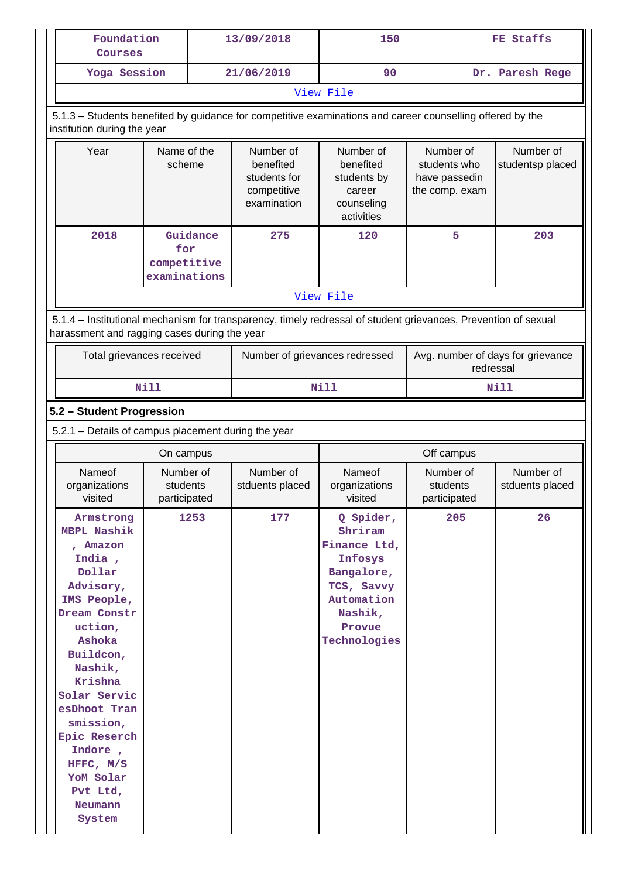| Foundation Courses | 13/09/2018 | 150 | FE Staffs |
|---|---|---|---|
| Yoga Session | 21/06/2019 | 90 | Dr. Paresh Rege |
| View File | | | |

5.1.3 – Students benefited by guidance for competitive examinations and career counselling offered by the institution during the year

| Year | Name of the scheme | Number of benefited students for competitive examination | Number of benefited students by career counseling activities | Number of students who have passedin the comp. exam | Number of studentsp placed |
|---|---|---|---|---|---|
| 2018 | Guidance for competitive examinations | 275 | 120 | 5 | 203 |
| View File | | | | | |

5.1.4 – Institutional mechanism for transparency, timely redressal of student grievances, Prevention of sexual harassment and ragging cases during the year

| Total grievances received | Number of grievances redressed | Avg. number of days for grievance redressal |
|---|---|---|
| Nill | Nill | Nill |

## 5.2 – Student Progression

5.2.1 – Details of campus placement during the year

| On campus | | | Off campus | | |
|---|---|---|---|---|---|
| Nameof organizations visited | Number of students participated | Number of stduents placed | Nameof organizations visited | Number of students participated | Number of stduents placed |
| Armstrong MBPL Nashik , Amazon India , Dollar Advisory, IMS People, Dream Construction, Ashoka Buildcon, Nashik, Krishna Solar ServicesDhoot Transmission, Epic Reserch Indore , HFFC, M/S YoM Solar Pvt Ltd, Neumann System | 1253 | 177 | Q Spider, Shriram Finance Ltd, Infosys Bangalore, TCS, Savvy Automation Nashik, Provue Technologies | 205 | 26 |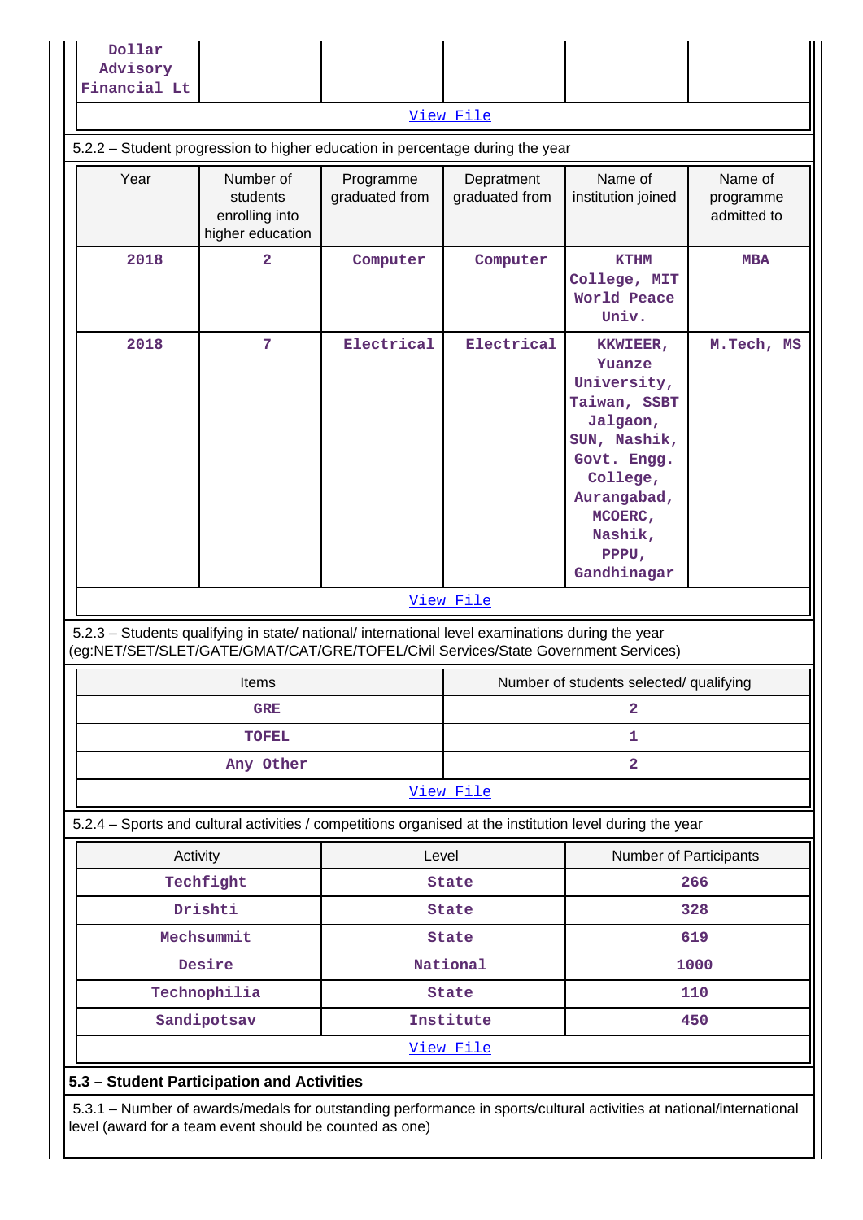| Dollar Advisory Financial Lt | | | | | |
|---|---|---|---|---|---|

View File

5.2.2 – Student progression to higher education in percentage during the year

| Year | Number of students enrolling into higher education | Programme graduated from | Depratment graduated from | Name of institution joined | Name of programme admitted to |
|---|---|---|---|---|---|
| 2018 | 2 | Computer | Computer | KTHM College, MIT World Peace Univ. | MBA |
| 2018 | 7 | Electrical | Electrical | KKWIEER, Yuanze University, Taiwan, SSBT Jalgaon, SUN, Nashik, Govt. Engg. College, Aurangabad, MCOERC, Nashik, PPPU, Gandhinagar | M.Tech, MS |

View File

5.2.3 – Students qualifying in state/ national/ international level examinations during the year (eg:NET/SET/SLET/GATE/GMAT/CAT/GRE/TOFEL/Civil Services/State Government Services)

| Items | Number of students selected/ qualifying |
|---|---|
| GRE | 2 |
| TOFEL | 1 |
| Any Other | 2 |

View File

5.2.4 – Sports and cultural activities / competitions organised at the institution level during the year

| Activity | Level | Number of Participants |
|---|---|---|
| Techfight | State | 266 |
| Drishti | State | 328 |
| Mechsummit | State | 619 |
| Desire | National | 1000 |
| Technophilia | State | 110 |
| Sandipotsav | Institute | 450 |

View File

**5.3 – Student Participation and Activities**

5.3.1 – Number of awards/medals for outstanding performance in sports/cultural activities at national/international level (award for a team event should be counted as one)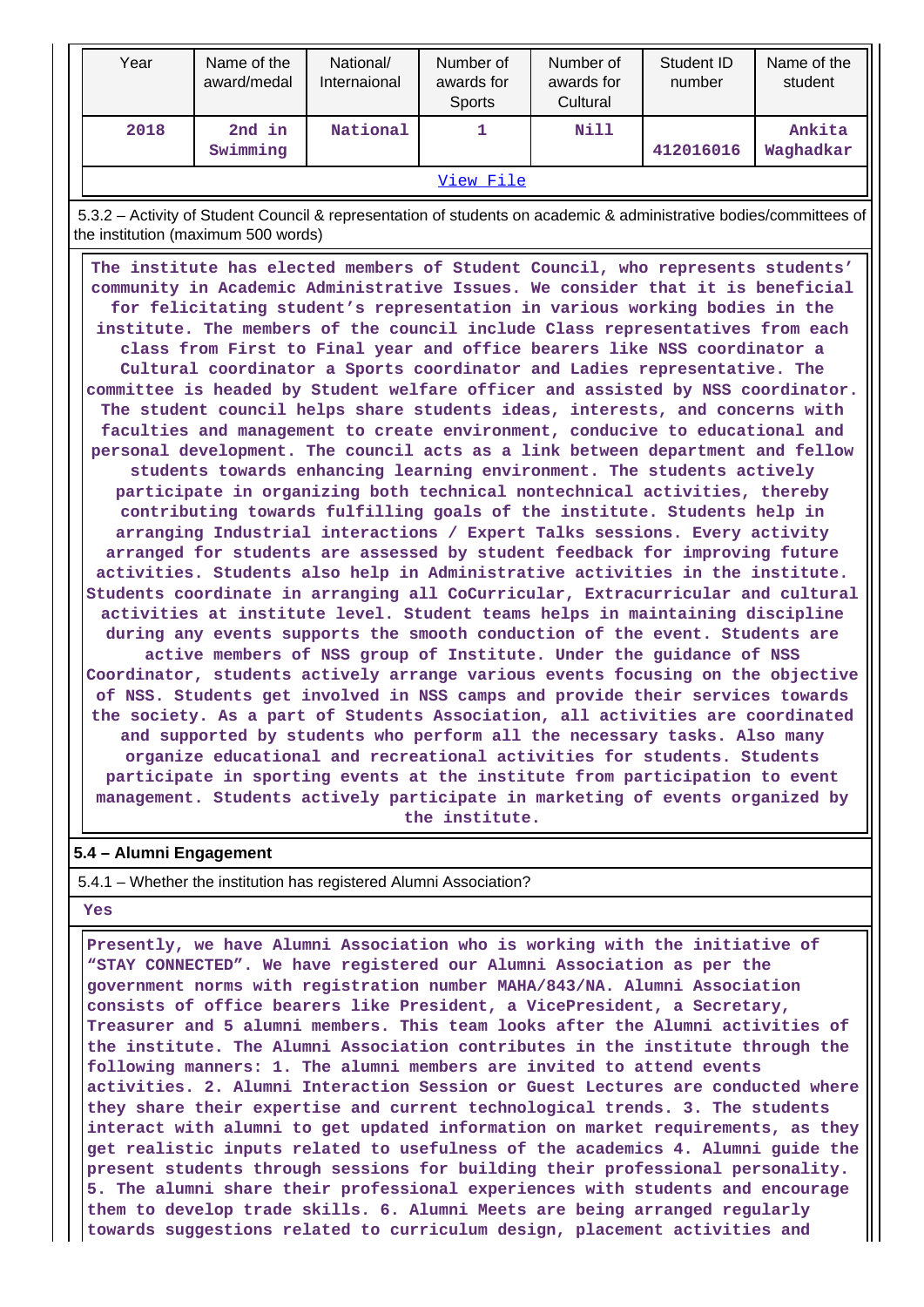| Year | Name of the award/medal | National/ Internaional | Number of awards for Sports | Number of awards for Cultural | Student ID number | Name of the student |
|---|---|---|---|---|---|---|
| 2018 | 2nd in Swimming | National | 1 | Nill | 412016016 | Ankita Waghadkar |
| View File | | | | | | |

5.3.2 – Activity of Student Council & representation of students on academic & administrative bodies/committees of the institution (maximum 500 words)

The institute has elected members of Student Council, who represents students' community in Academic Administrative Issues. We consider that it is beneficial for felicitating student's representation in various working bodies in the institute. The members of the council include Class representatives from each class from First to Final year and office bearers like NSS coordinator a Cultural coordinator a Sports coordinator and Ladies representative. The committee is headed by Student welfare officer and assisted by NSS coordinator. The student council helps share students ideas, interests, and concerns with faculties and management to create environment, conducive to educational and personal development. The council acts as a link between department and fellow students towards enhancing learning environment. The students actively participate in organizing both technical nontechnical activities, thereby contributing towards fulfilling goals of the institute. Students help in arranging Industrial interactions / Expert Talks sessions. Every activity arranged for students are assessed by student feedback for improving future activities. Students also help in Administrative activities in the institute. Students coordinate in arranging all CoCurricular, Extracurricular and cultural activities at institute level. Student teams helps in maintaining discipline during any events supports the smooth conduction of the event. Students are active members of NSS group of Institute. Under the guidance of NSS Coordinator, students actively arrange various events focusing on the objective of NSS. Students get involved in NSS camps and provide their services towards the society. As a part of Students Association, all activities are coordinated and supported by students who perform all the necessary tasks. Also many organize educational and recreational activities for students. Students participate in sporting events at the institute from participation to event management. Students actively participate in marketing of events organized by the institute.

**5.4 – Alumni Engagement**

5.4.1 – Whether the institution has registered Alumni Association?

Yes

Presently, we have Alumni Association who is working with the initiative of "STAY CONNECTED". We have registered our Alumni Association as per the government norms with registration number MAHA/843/NA. Alumni Association consists of office bearers like President, a VicePresident, a Secretary, Treasurer and 5 alumni members. This team looks after the Alumni activities of the institute. The Alumni Association contributes in the institute through the following manners: 1. The alumni members are invited to attend events activities. 2. Alumni Interaction Session or Guest Lectures are conducted where they share their expertise and current technological trends. 3. The students interact with alumni to get updated information on market requirements, as they get realistic inputs related to usefulness of the academics 4. Alumni guide the present students through sessions for building their professional personality. 5. The alumni share their professional experiences with students and encourage them to develop trade skills. 6. Alumni Meets are being arranged regularly towards suggestions related to curriculum design, placement activities and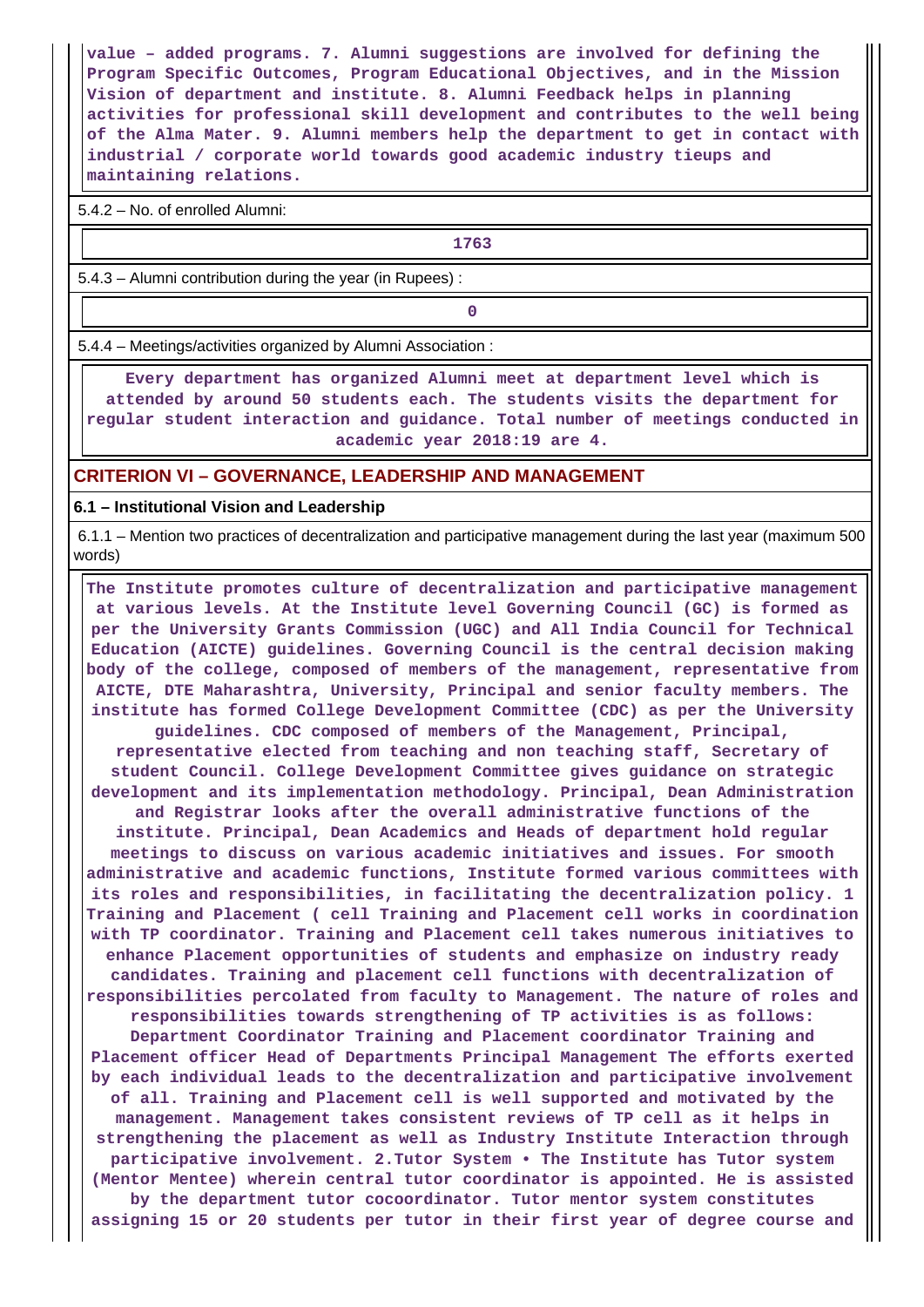**value – added programs. 7. Alumni suggestions are involved for defining the Program Specific Outcomes, Program Educational Objectives, and in the Mission Vision of department and institute. 8. Alumni Feedback helps in planning activities for professional skill development and contributes to the well being of the Alma Mater. 9. Alumni members help the department to get in contact with industrial / corporate world towards good academic industry tieups and maintaining relations.**

5.4.2 – No. of enrolled Alumni:

**1763**

5.4.3 – Alumni contribution during the year (in Rupees) :

**0**

5.4.4 – Meetings/activities organized by Alumni Association :

**Every department has organized Alumni meet at department level which is attended by around 50 students each. The students visits the department for regular student interaction and guidance. Total number of meetings conducted in academic year 2018:19 are 4.**

## CRITERION VI – GOVERNANCE, LEADERSHIP AND MANAGEMENT

### 6.1 – Institutional Vision and Leadership

6.1.1 – Mention two practices of decentralization and participative management during the last year (maximum 500 words)

**The Institute promotes culture of decentralization and participative management at various levels. At the Institute level Governing Council (GC) is formed as per the University Grants Commission (UGC) and All India Council for Technical Education (AICTE) guidelines. Governing Council is the central decision making body of the college, composed of members of the management, representative from AICTE, DTE Maharashtra, University, Principal and senior faculty members. The institute has formed College Development Committee (CDC) as per the University guidelines. CDC composed of members of the Management, Principal, representative elected from teaching and non teaching staff, Secretary of student Council. College Development Committee gives guidance on strategic development and its implementation methodology. Principal, Dean Administration and Registrar looks after the overall administrative functions of the institute. Principal, Dean Academics and Heads of department hold regular meetings to discuss on various academic initiatives and issues. For smooth administrative and academic functions, Institute formed various committees with its roles and responsibilities, in facilitating the decentralization policy. 1 Training and Placement ( cell Training and Placement cell works in coordination with TP coordinator. Training and Placement cell takes numerous initiatives to enhance Placement opportunities of students and emphasize on industry ready candidates. Training and placement cell functions with decentralization of responsibilities percolated from faculty to Management. The nature of roles and responsibilities towards strengthening of TP activities is as follows: Department Coordinator Training and Placement coordinator Training and Placement officer Head of Departments Principal Management The efforts exerted by each individual leads to the decentralization and participative involvement of all. Training and Placement cell is well supported and motivated by the management. Management takes consistent reviews of TP cell as it helps in strengthening the placement as well as Industry Institute Interaction through participative involvement. 2.Tutor System • The Institute has Tutor system (Mentor Mentee) wherein central tutor coordinator is appointed. He is assisted by the department tutor cocoordinator. Tutor mentor system constitutes assigning 15 or 20 students per tutor in their first year of degree course and**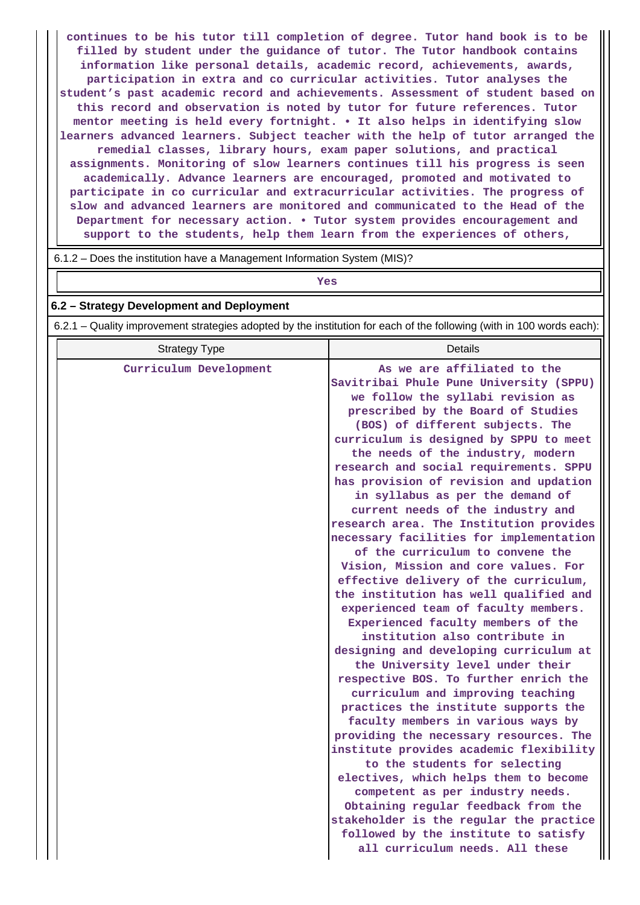continues to be his tutor till completion of degree. Tutor hand book is to be filled by student under the guidance of tutor. The Tutor handbook contains information like personal details, academic record, achievements, awards, participation in extra and co curricular activities. Tutor analyses the student's past academic record and achievements. Assessment of student based on this record and observation is noted by tutor for future references. Tutor mentor meeting is held every fortnight. • It also helps in identifying slow learners advanced learners. Subject teacher with the help of tutor arranged the remedial classes, library hours, exam paper solutions, and practical assignments. Monitoring of slow learners continues till his progress is seen academically. Advance learners are encouraged, promoted and motivated to participate in co curricular and extracurricular activities. The progress of slow and advanced learners are monitored and communicated to the Head of the Department for necessary action. • Tutor system provides encouragement and support to the students, help them learn from the experiences of others,

6.1.2 – Does the institution have a Management Information System (MIS)?

Yes

**6.2 – Strategy Development and Deployment**

6.2.1 – Quality improvement strategies adopted by the institution for each of the following (with in 100 words each):

| Strategy Type | Details |
|---|---|
| Curriculum Development | As we are affiliated to the Savitribai Phule Pune University (SPPU) we follow the syllabi revision as prescribed by the Board of Studies (BOS) of different subjects. The curriculum is designed by SPPU to meet the needs of the industry, modern research and social requirements. SPPU has provision of revision and updation in syllabus as per the demand of current needs of the industry and research area. The Institution provides necessary facilities for implementation of the curriculum to convene the Vision, Mission and core values. For effective delivery of the curriculum, the institution has well qualified and experienced team of faculty members. Experienced faculty members of the institution also contribute in designing and developing curriculum at the University level under their respective BOS. To further enrich the curriculum and improving teaching practices the institute supports the faculty members in various ways by providing the necessary resources. The institute provides academic flexibility to the students for selecting electives, which helps them to become competent as per industry needs. Obtaining regular feedback from the stakeholder is the regular the practice followed by the institute to satisfy all curriculum needs. All these |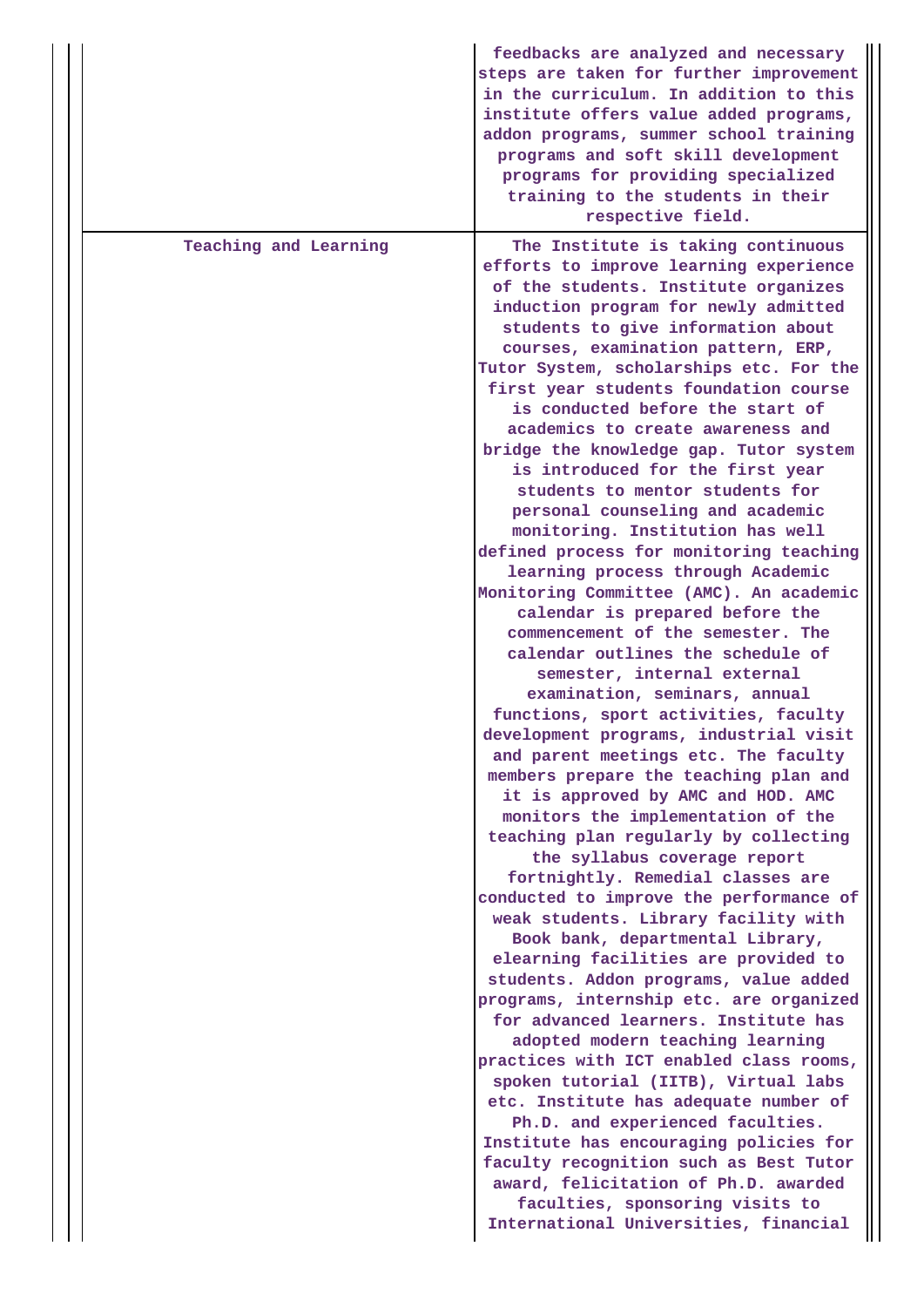| | |
|---|---|
| | feedbacks are analyzed and necessary steps are taken for further improvement in the curriculum. In addition to this institute offers value added programs, addon programs, summer school training programs and soft skill development programs for providing specialized training to the students in their respective field. |
| Teaching and Learning | The Institute is taking continuous efforts to improve learning experience of the students. Institute organizes induction program for newly admitted students to give information about courses, examination pattern, ERP, Tutor System, scholarships etc. For the first year students foundation course is conducted before the start of academics to create awareness and bridge the knowledge gap. Tutor system is introduced for the first year students to mentor students for personal counseling and academic monitoring. Institution has well defined process for monitoring teaching learning process through Academic Monitoring Committee (AMC). An academic calendar is prepared before the commencement of the semester. The calendar outlines the schedule of semester, internal external examination, seminars, annual functions, sport activities, faculty development programs, industrial visit and parent meetings etc. The faculty members prepare the teaching plan and it is approved by AMC and HOD. AMC monitors the implementation of the teaching plan regularly by collecting the syllabus coverage report fortnightly. Remedial classes are conducted to improve the performance of weak students. Library facility with Book bank, departmental Library, elearning facilities are provided to students. Addon programs, value added programs, internship etc. are organized for advanced learners. Institute has adopted modern teaching learning practices with ICT enabled class rooms, spoken tutorial (IITB), Virtual labs etc. Institute has adequate number of Ph.D. and experienced faculties. Institute has encouraging policies for faculty recognition such as Best Tutor award, felicitation of Ph.D. awarded faculties, sponsoring visits to International Universities, financial |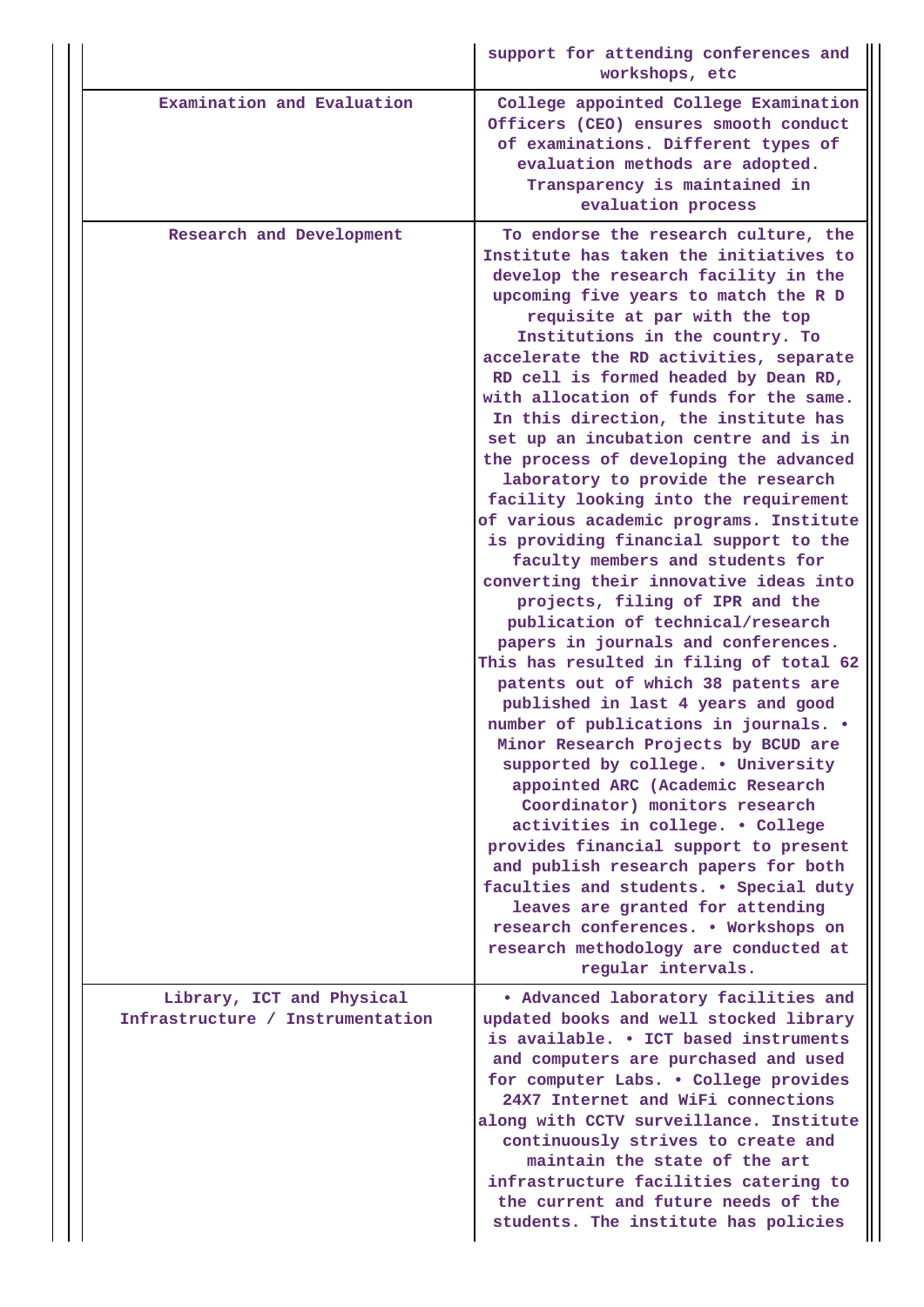| | |
|---|---|
| | support for attending conferences and workshops, etc |
| Examination and Evaluation | College appointed College Examination Officers (CEO) ensures smooth conduct of examinations. Different types of evaluation methods are adopted. Transparency is maintained in evaluation process |
| Research and Development | To endorse the research culture, the Institute has taken the initiatives to develop the research facility in the upcoming five years to match the R D requisite at par with the top Institutions in the country. To accelerate the RD activities, separate RD cell is formed headed by Dean RD, with allocation of funds for the same. In this direction, the institute has set up an incubation centre and is in the process of developing the advanced laboratory to provide the research facility looking into the requirement of various academic programs. Institute is providing financial support to the faculty members and students for converting their innovative ideas into projects, filing of IPR and the publication of technical/research papers in journals and conferences. This has resulted in filing of total 62 patents out of which 38 patents are published in last 4 years and good number of publications in journals. • Minor Research Projects by BCUD are supported by college. • University appointed ARC (Academic Research Coordinator) monitors research activities in college. • College provides financial support to present and publish research papers for both faculties and students. • Special duty leaves are granted for attending research conferences. • Workshops on research methodology are conducted at regular intervals. |
| Library, ICT and Physical Infrastructure / Instrumentation | • Advanced laboratory facilities and updated books and well stocked library is available. • ICT based instruments and computers are purchased and used for computer Labs. • College provides 24X7 Internet and WiFi connections along with CCTV surveillance. Institute continuously strives to create and maintain the state of the art infrastructure facilities catering to the current and future needs of the students. The institute has policies |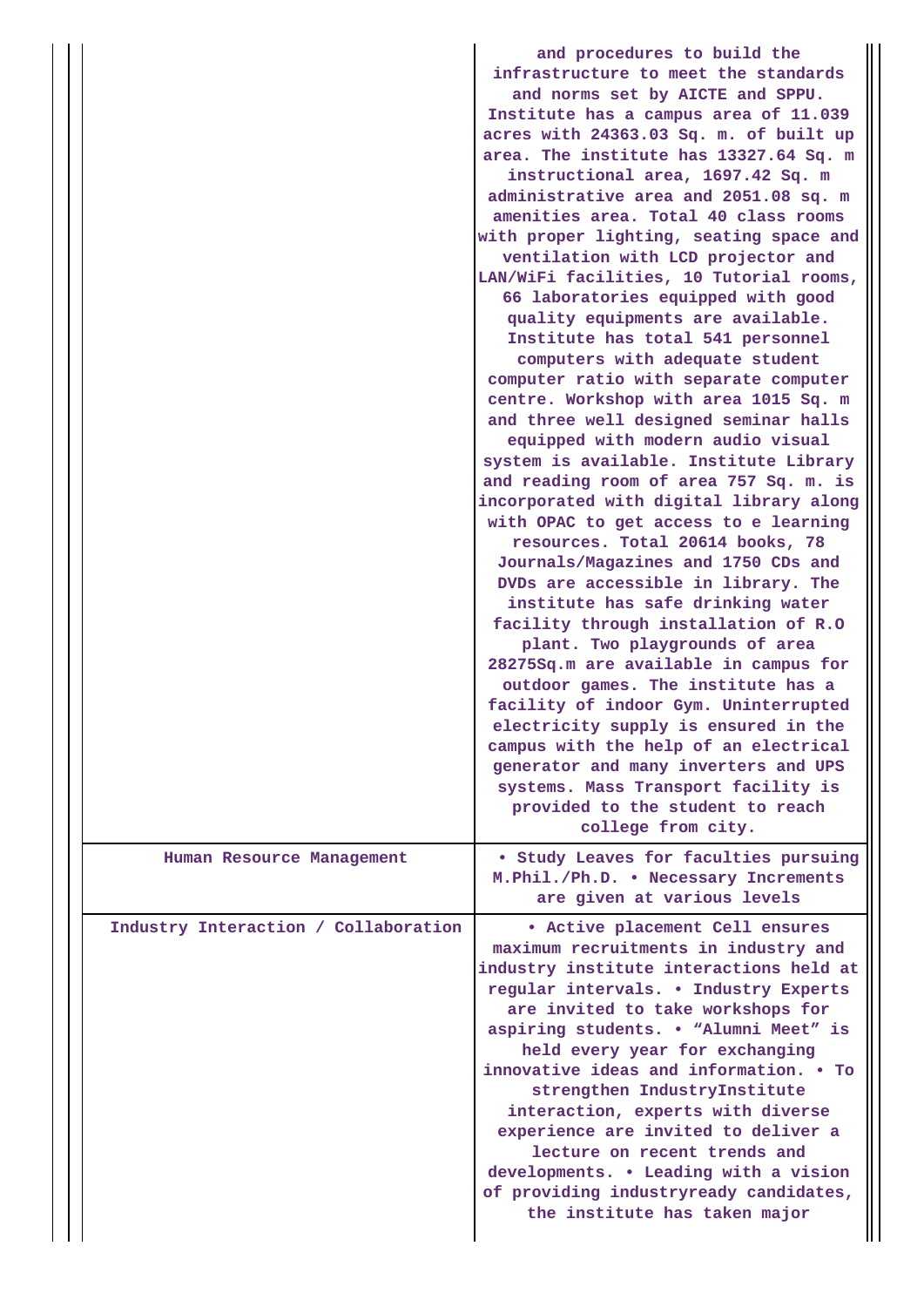| | |
|---|---|
| | and procedures to build the infrastructure to meet the standards and norms set by AICTE and SPPU. Institute has a campus area of 11.039 acres with 24363.03 Sq. m. of built up area. The institute has 13327.64 Sq. m instructional area, 1697.42 Sq. m administrative area and 2051.08 sq. m amenities area. Total 40 class rooms with proper lighting, seating space and ventilation with LCD projector and LAN/WiFi facilities, 10 Tutorial rooms, 66 laboratories equipped with good quality equipments are available. Institute has total 541 personnel computers with adequate student computer ratio with separate computer centre. Workshop with area 1015 Sq. m and three well designed seminar halls equipped with modern audio visual system is available. Institute Library and reading room of area 757 Sq. m. is incorporated with digital library along with OPAC to get access to e learning resources. Total 20614 books, 78 Journals/Magazines and 1750 CDs and DVDs are accessible in library. The institute has safe drinking water facility through installation of R.O plant. Two playgrounds of area 28275Sq.m are available in campus for outdoor games. The institute has a facility of indoor Gym. Uninterrupted electricity supply is ensured in the campus with the help of an electrical generator and many inverters and UPS systems. Mass Transport facility is provided to the student to reach college from city. |
| Human Resource Management | • Study Leaves for faculties pursuing M.Phil./Ph.D. • Necessary Increments are given at various levels |
| Industry Interaction / Collaboration | • Active placement Cell ensures maximum recruitments in industry and industry institute interactions held at regular intervals. • Industry Experts are invited to take workshops for aspiring students. • "Alumni Meet" is held every year for exchanging innovative ideas and information. • To strengthen IndustryInstitute interaction, experts with diverse experience are invited to deliver a lecture on recent trends and developments. • Leading with a vision of providing industryready candidates, the institute has taken major |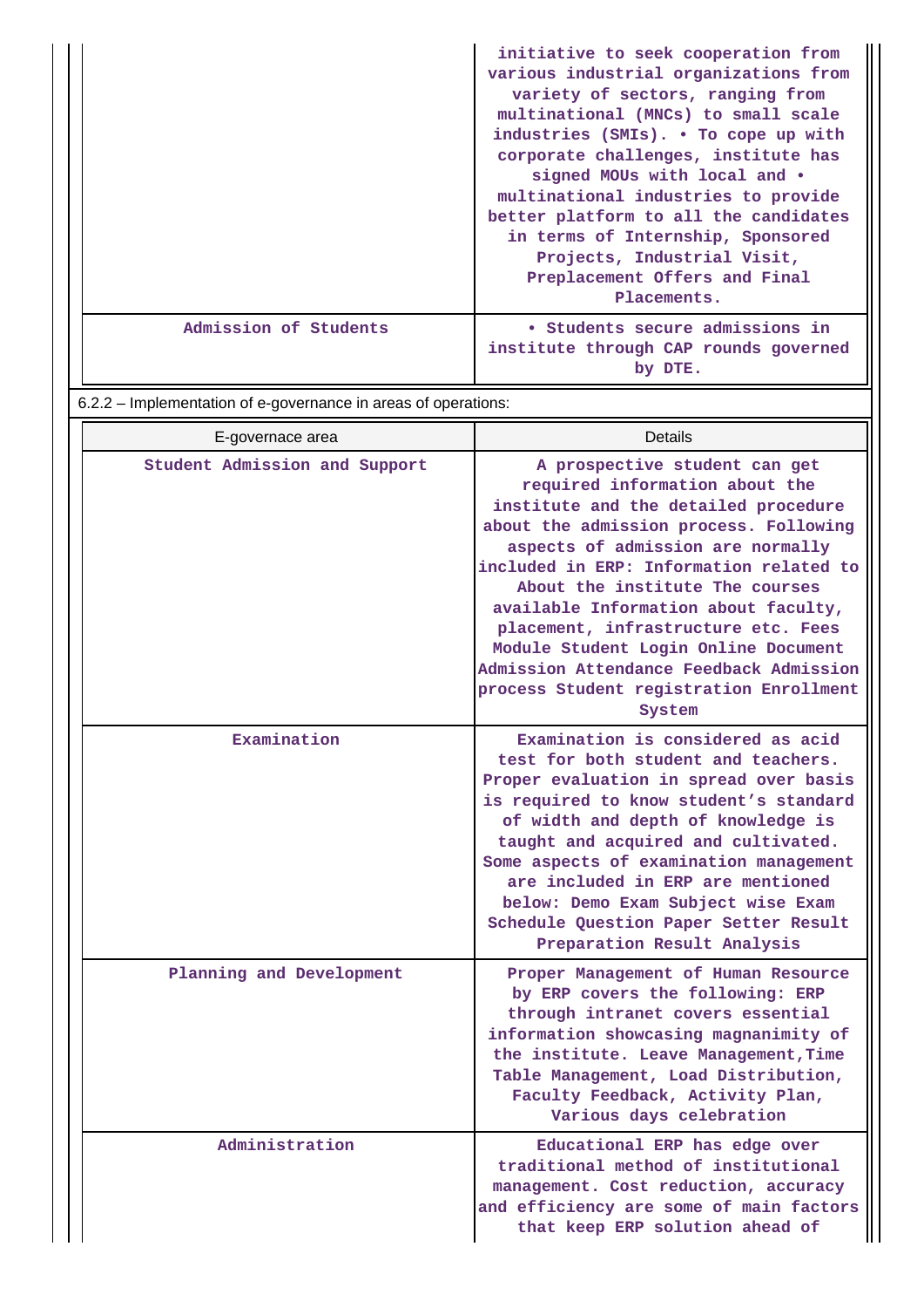| | |
|---|---|
| | initiative to seek cooperation from various industrial organizations from variety of sectors, ranging from multinational (MNCs) to small scale industries (SMIs). • To cope up with corporate challenges, institute has signed MOUs with local and • multinational industries to provide better platform to all the candidates in terms of Internship, Sponsored Projects, Industrial Visit, Preplacement Offers and Final Placements. |
| Admission of Students | • Students secure admissions in institute through CAP rounds governed by DTE. |

6.2.2 – Implementation of e-governance in areas of operations:

| E-governace area | Details |
|---|---|
| Student Admission and Support | A prospective student can get required information about the institute and the detailed procedure about the admission process. Following aspects of admission are normally included in ERP: Information related to About the institute The courses available Information about faculty, placement, infrastructure etc. Fees Module Student Login Online Document Admission Attendance Feedback Admission process Student registration Enrollment System |
| Examination | Examination is considered as acid test for both student and teachers. Proper evaluation in spread over basis is required to know student's standard of width and depth of knowledge is taught and acquired and cultivated. Some aspects of examination management are included in ERP are mentioned below: Demo Exam Subject wise Exam Schedule Question Paper Setter Result Preparation Result Analysis |
| Planning and Development | Proper Management of Human Resource by ERP covers the following: ERP through intranet covers essential information showcasing magnanimity of the institute. Leave Management,Time Table Management, Load Distribution, Faculty Feedback, Activity Plan, Various days celebration |
| Administration | Educational ERP has edge over traditional method of institutional management. Cost reduction, accuracy and efficiency are some of main factors that keep ERP solution ahead of |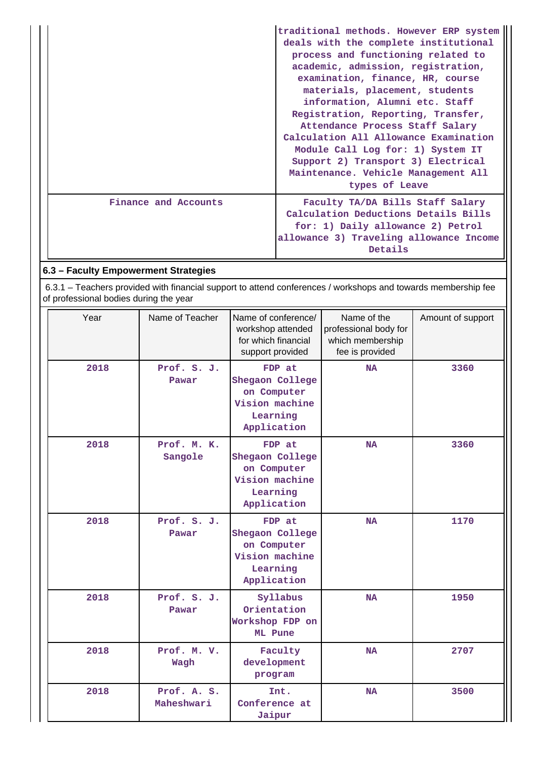| | |
|---|---|
| | traditional methods. However ERP system deals with the complete institutional process and functioning related to academic, admission, registration, examination, finance, HR, course materials, placement, students information, Alumni etc. Staff Registration, Reporting, Transfer, Attendance Process Staff Salary Calculation All Allowance Examination Module Call Log for: 1) System IT Support 2) Transport 3) Electrical Maintenance. Vehicle Management All types of Leave |
| Finance and Accounts | Faculty TA/DA Bills Staff Salary Calculation Deductions Details Bills for: 1) Daily allowance 2) Petrol allowance 3) Traveling allowance Income Details |

## 6.3 – Faculty Empowerment Strategies

6.3.1 – Teachers provided with financial support to attend conferences / workshops and towards membership fee of professional bodies during the year

| Year | Name of Teacher | Name of conference/ workshop attended for which financial support provided | Name of the professional body for which membership fee is provided | Amount of support |
|---|---|---|---|---|
| 2018 | Prof. S. J. Pawar | FDP at Shegaon College on Computer Vision machine Learning Application | NA | 3360 |
| 2018 | Prof. M. K. Sangole | FDP at Shegaon College on Computer Vision machine Learning Application | NA | 3360 |
| 2018 | Prof. S. J. Pawar | FDP at Shegaon College on Computer Vision machine Learning Application | NA | 1170 |
| 2018 | Prof. S. J. Pawar | Syllabus Orientation Workshop FDP on ML Pune | NA | 1950 |
| 2018 | Prof. M. V. Wagh | Faculty development program | NA | 2707 |
| 2018 | Prof. A. S. Maheshwari | Int. Conference at Jaipur | NA | 3500 |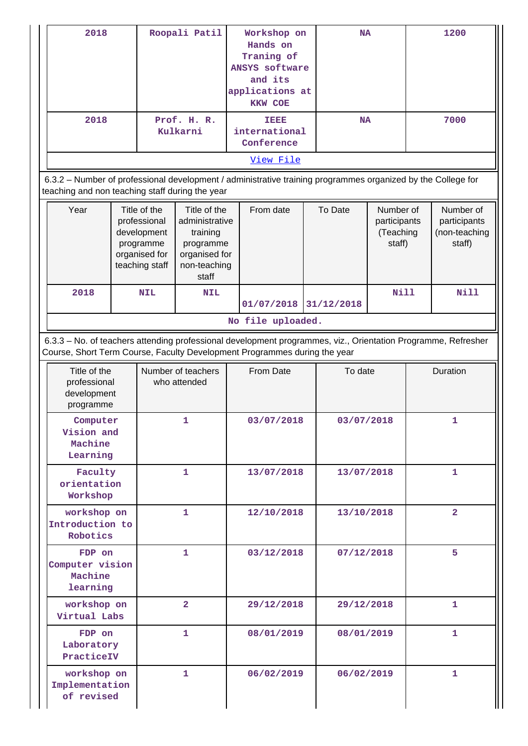| 2018 | Roopali Patil | Workshop on Hands on Traning of ANSYS software and its applications at KKW COE | NA | 1200 |
|---|---|---|---|---|
| 2018 | Prof. H. R. Kulkarni | IEEE international Conference | NA | 7000 |
| View File | | | | |

6.3.2 – Number of professional development / administrative training programmes organized by the College for teaching and non teaching staff during the year

| Year | Title of the professional development programme organised for teaching staff | Title of the administrative training programme organised for non-teaching staff | From date | To Date | Number of participants (Teaching staff) | Number of participants (non-teaching staff) |
|---|---|---|---|---|---|---|
| 2018 | NIL | NIL | 01/07/2018 | 31/12/2018 | Nill | Nill |
| No file uploaded. | | | | | | |

6.3.3 – No. of teachers attending professional development programmes, viz., Orientation Programme, Refresher Course, Short Term Course, Faculty Development Programmes during the year

| Title of the professional development programme | Number of teachers who attended | From Date | To date | Duration |
|---|---|---|---|---|
| Computer Vision and Machine Learning | 1 | 03/07/2018 | 03/07/2018 | 1 |
| Faculty orientation Workshop | 1 | 13/07/2018 | 13/07/2018 | 1 |
| workshop on Introduction to Robotics | 1 | 12/10/2018 | 13/10/2018 | 2 |
| FDP on Computer vision Machine learning | 1 | 03/12/2018 | 07/12/2018 | 5 |
| workshop on Virtual Labs | 2 | 29/12/2018 | 29/12/2018 | 1 |
| FDP on Laboratory PracticeIV | 1 | 08/01/2019 | 08/01/2019 | 1 |
| workshop on Implementation of revised | 1 | 06/02/2019 | 06/02/2019 | 1 |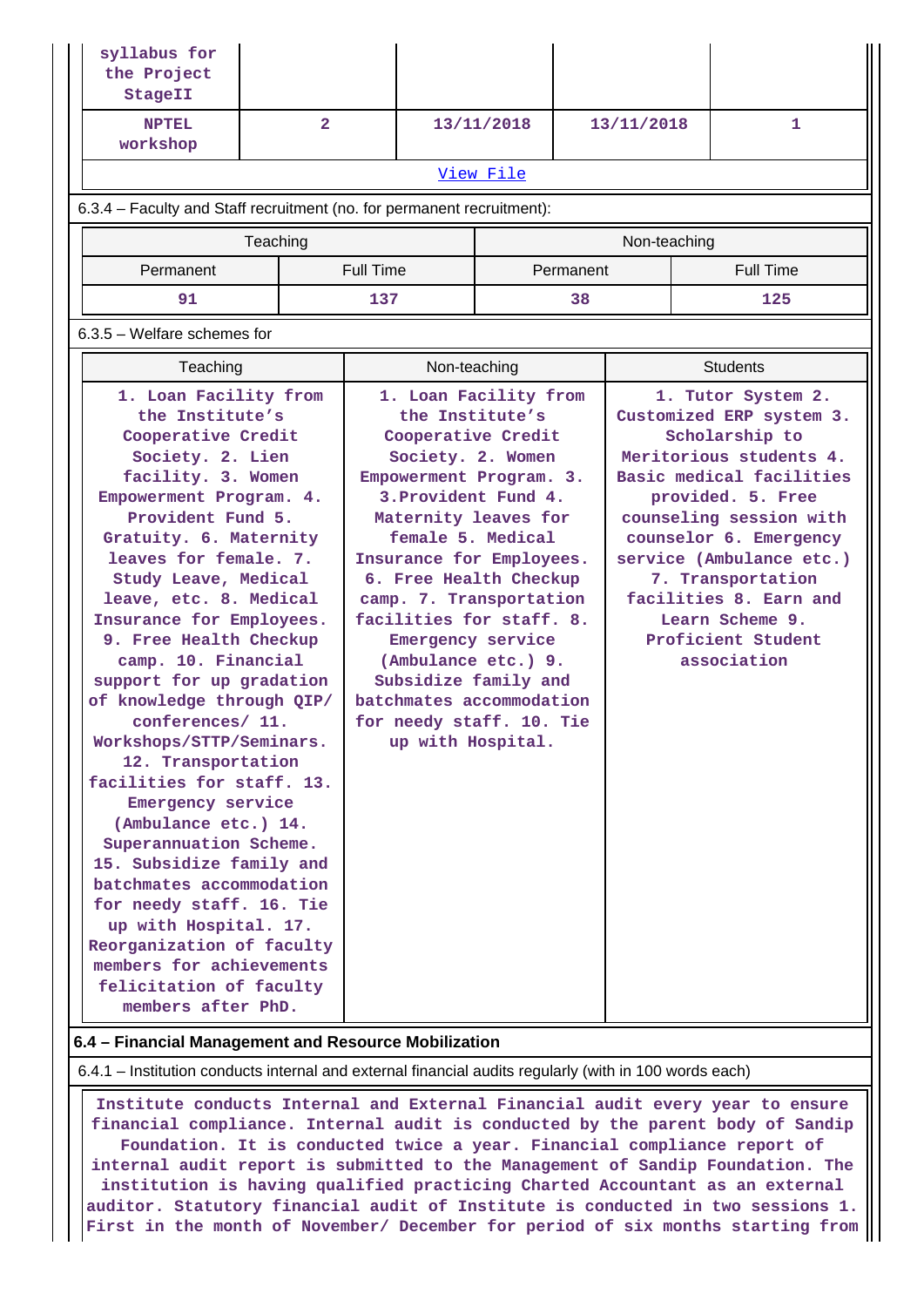| | | | | |
|---|---|---|---|---|
| syllabus for the Project StageII | | | | |
| NPTEL workshop | 2 | 13/11/2018 | 13/11/2018 | 1 |

View File

6.3.4 – Faculty and Staff recruitment (no. for permanent recruitment):

| Teaching | | Non-teaching | |
|---|---|---|---|
| Permanent | Full Time | Permanent | Full Time |
| 91 | 137 | 38 | 125 |

6.3.5 – Welfare schemes for

| Teaching | Non-teaching | Students |
|---|---|---|
| 1. Loan Facility from the Institute's Cooperative Credit Society. 2. Lien facility. 3. Women Empowerment Program. 4. Provident Fund 5. Gratuity. 6. Maternity leaves for female. 7. Study Leave, Medical leave, etc. 8. Medical Insurance for Employees. 9. Free Health Checkup camp. 10. Financial support for up gradation of knowledge through QIP/ conferences/ 11. Workshops/STTP/Seminars. 12. Transportation facilities for staff. 13. Emergency service (Ambulance etc.) 14. Superannuation Scheme. 15. Subsidize family and batchmates accommodation for needy staff. 16. Tie up with Hospital. 17. Reorganization of faculty members for achievements felicitation of faculty members after PhD. | 1. Loan Facility from the Institute's Cooperative Credit Society. 2. Women Empowerment Program. 3. 3.Provident Fund 4. Maternity leaves for female 5. Medical Insurance for Employees. 6. Free Health Checkup camp. 7. Transportation facilities for staff. 8. Emergency service (Ambulance etc.) 9. Subsidize family and batchmates accommodation for needy staff. 10. Tie up with Hospital. | 1. Tutor System 2. Customized ERP system 3. Scholarship to Meritorious students 4. Basic medical facilities provided. 5. Free counseling session with counselor 6. Emergency service (Ambulance etc.) 7. Transportation facilities 8. Earn and Learn Scheme 9. Proficient Student association |

**6.4 – Financial Management and Resource Mobilization**

6.4.1 – Institution conducts internal and external financial audits regularly (with in 100 words each)

Institute conducts Internal and External Financial audit every year to ensure financial compliance. Internal audit is conducted by the parent body of Sandip Foundation. It is conducted twice a year. Financial compliance report of internal audit report is submitted to the Management of Sandip Foundation. The institution is having qualified practicing Charted Accountant as an external auditor. Statutory financial audit of Institute is conducted in two sessions 1. First in the month of November/ December for period of six months starting from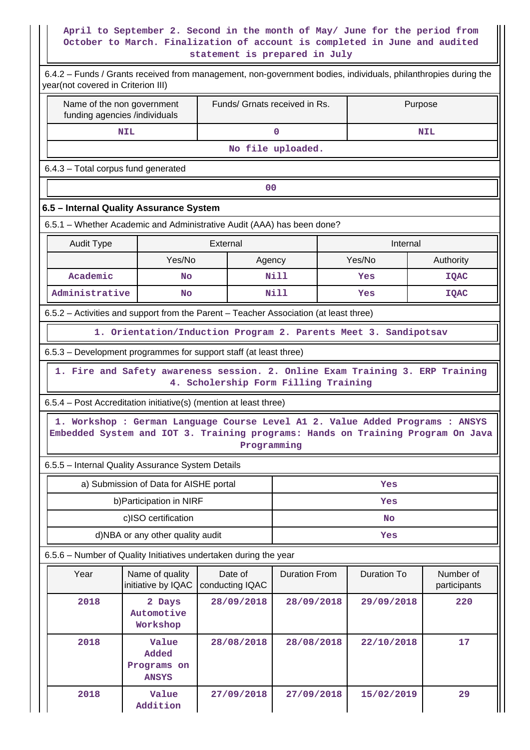April to September 2. Second in the month of May/ June for the period from October to March. Finalization of account is completed in June and audited statement is prepared in July

6.4.2 – Funds / Grants received from management, non-government bodies, individuals, philanthropies during the year(not covered in Criterion III)

| Name of the non government funding agencies /individuals | Funds/ Grnats received in Rs. | Purpose |
|---|---|---|
| NIL | 0 | NIL |
| No file uploaded. | | |

6.4.3 – Total corpus fund generated

00

**6.5 – Internal Quality Assurance System**

6.5.1 – Whether Academic and Administrative Audit (AAA) has been done?

| Audit Type | External | | Internal | |
|---|---|---|---|---|
| | Yes/No | Agency | Yes/No | Authority |
| Academic | No | Nill | Yes | IQAC |
| Administrative | No | Nill | Yes | IQAC |

6.5.2 – Activities and support from the Parent – Teacher Association (at least three)

1. Orientation/Induction Program 2. Parents Meet 3. Sandipotsav

6.5.3 – Development programmes for support staff (at least three)

1. Fire and Safety awareness session. 2. Online Exam Training 3. ERP Training 4. Scholership Form Filling Training

6.5.4 – Post Accreditation initiative(s) (mention at least three)

1. Workshop : German Language Course Level A1 2. Value Added Programs : ANSYS Embedded System and IOT 3. Training programs: Hands on Training Program On Java Programming

6.5.5 – Internal Quality Assurance System Details

| | |
|---|---|
| a) Submission of Data for AISHE portal | Yes |
| b)Participation in NIRF | Yes |
| c)ISO certification | No |
| d)NBA or any other quality audit | Yes |

6.5.6 – Number of Quality Initiatives undertaken during the year

| Year | Name of quality initiative by IQAC | Date of conducting IQAC | Duration From | Duration To | Number of participants |
|---|---|---|---|---|---|
| 2018 | 2 Days Automotive Workshop | 28/09/2018 | 28/09/2018 | 29/09/2018 | 220 |
| 2018 | Value Added Programs on ANSYS | 28/08/2018 | 28/08/2018 | 22/10/2018 | 17 |
| 2018 | Value Addition | 27/09/2018 | 27/09/2018 | 15/02/2019 | 29 |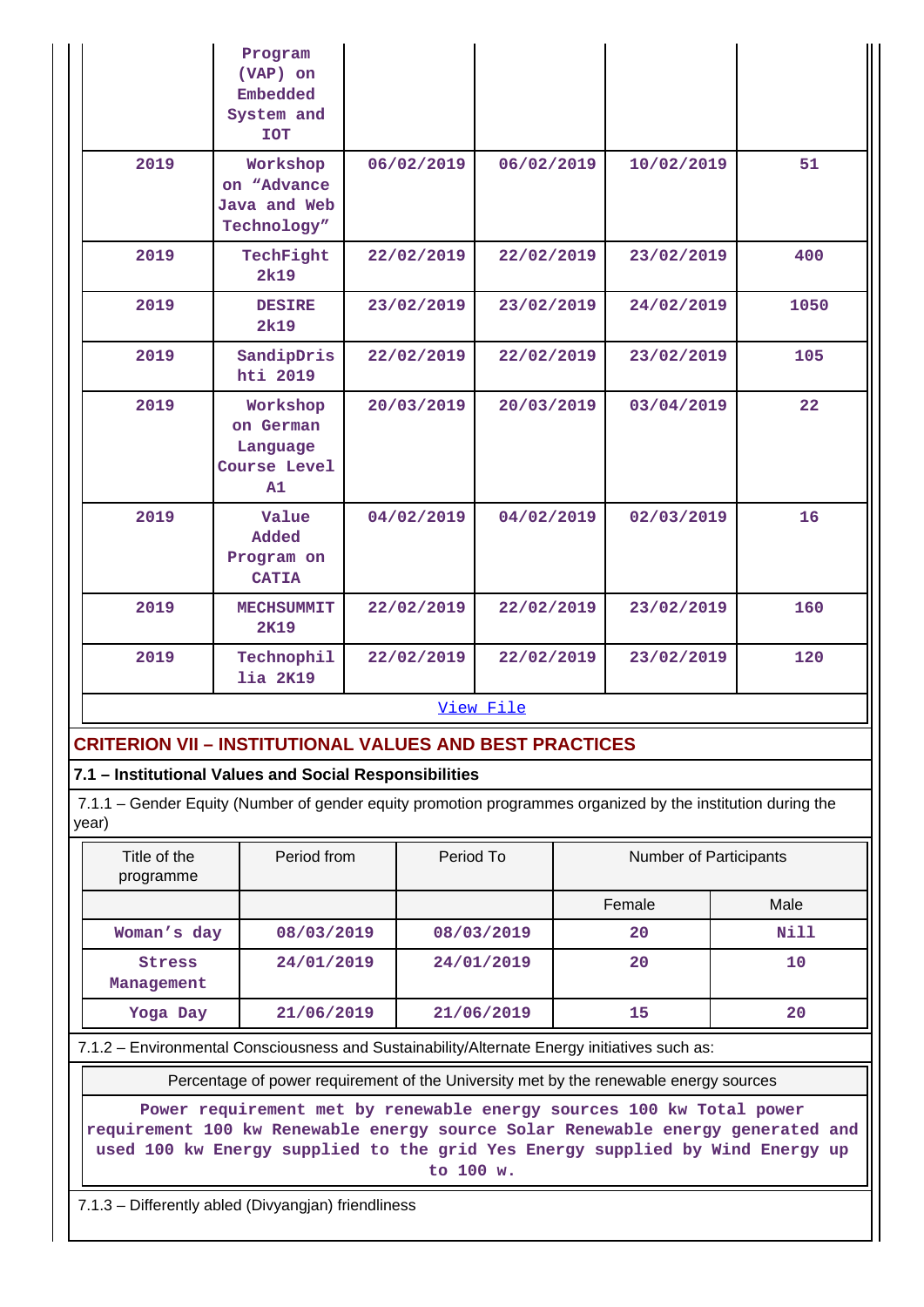| | | | | | |
|---|---|---|---|---|---|
| | Program (VAP) on Embedded System and IOT | | | | |
| 2019 | Workshop on "Advance Java and Web Technology" | 06/02/2019 | 06/02/2019 | 10/02/2019 | 51 |
| 2019 | TechFight 2k19 | 22/02/2019 | 22/02/2019 | 23/02/2019 | 400 |
| 2019 | DESIRE 2k19 | 23/02/2019 | 23/02/2019 | 24/02/2019 | 1050 |
| 2019 | SandipDrishti 2019 | 22/02/2019 | 22/02/2019 | 23/02/2019 | 105 |
| 2019 | Workshop on German Language Course Level A1 | 20/03/2019 | 20/03/2019 | 03/04/2019 | 22 |
| 2019 | Value Added Program on CATIA | 04/02/2019 | 04/02/2019 | 02/03/2019 | 16 |
| 2019 | MECHSUMMIT 2K19 | 22/02/2019 | 22/02/2019 | 23/02/2019 | 160 |
| 2019 | Technophillia 2K19 | 22/02/2019 | 22/02/2019 | 23/02/2019 | 120 |

View File

## CRITERION VII – INSTITUTIONAL VALUES AND BEST PRACTICES

### 7.1 – Institutional Values and Social Responsibilities

7.1.1 – Gender Equity (Number of gender equity promotion programmes organized by the institution during the year)

| Title of the programme | Period from | Period To | Number of Participants | |
|---|---|---|---|---|
| | | | Female | Male |
| Woman's day | 08/03/2019 | 08/03/2019 | 20 | Nill |
| Stress Management | 24/01/2019 | 24/01/2019 | 20 | 10 |
| Yoga Day | 21/06/2019 | 21/06/2019 | 15 | 20 |

7.1.2 – Environmental Consciousness and Sustainability/Alternate Energy initiatives such as:

| Percentage of power requirement of the University met by the renewable energy sources |
|---|
| Power requirement met by renewable energy sources 100 kw Total power requirement 100 kw Renewable energy source Solar Renewable energy generated and used 100 kw Energy supplied to the grid Yes Energy supplied by Wind Energy up to 100 w. |

7.1.3 – Differently abled (Divyangjan) friendliness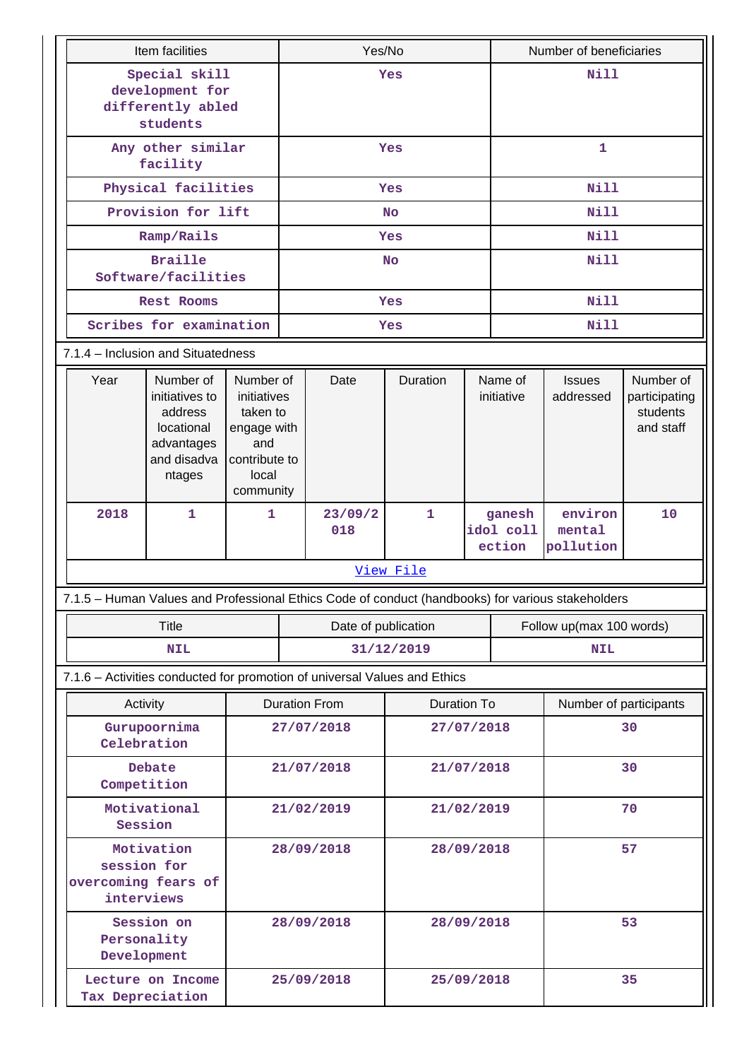| Item facilities | Yes/No | Number of beneficiaries |
|---|---|---|
| Special skill development for differently abled students | Yes | Nill |
| Any other similar facility | Yes | 1 |
| Physical facilities | Yes | Nill |
| Provision for lift | No | Nill |
| Ramp/Rails | Yes | Nill |
| Braille Software/facilities | No | Nill |
| Rest Rooms | Yes | Nill |
| Scribes for examination | Yes | Nill |

7.1.4 – Inclusion and Situatedness

| Year | Number of initiatives to address locational advantages and disadvantages | Number of initiatives taken to engage with and contribute to local community | Date | Duration | Name of initiative | Issues addressed | Number of participating students and staff |
|---|---|---|---|---|---|---|---|
| 2018 | 1 | 1 | 23/09/2018 | 1 | ganesh idol collection | environmental pollution | 10 |

View File

7.1.5 – Human Values and Professional Ethics Code of conduct (handbooks) for various stakeholders

| Title | Date of publication | Follow up(max 100 words) |
|---|---|---|
| NIL | 31/12/2019 | NIL |

7.1.6 – Activities conducted for promotion of universal Values and Ethics

| Activity | Duration From | Duration To | Number of participants |
|---|---|---|---|
| Gurupoornima Celebration | 27/07/2018 | 27/07/2018 | 30 |
| Debate Competition | 21/07/2018 | 21/07/2018 | 30 |
| Motivational Session | 21/02/2019 | 21/02/2019 | 70 |
| Motivation session for overcoming fears of interviews | 28/09/2018 | 28/09/2018 | 57 |
| Session on Personality Development | 28/09/2018 | 28/09/2018 | 53 |
| Lecture on Income Tax Depreciation | 25/09/2018 | 25/09/2018 | 35 |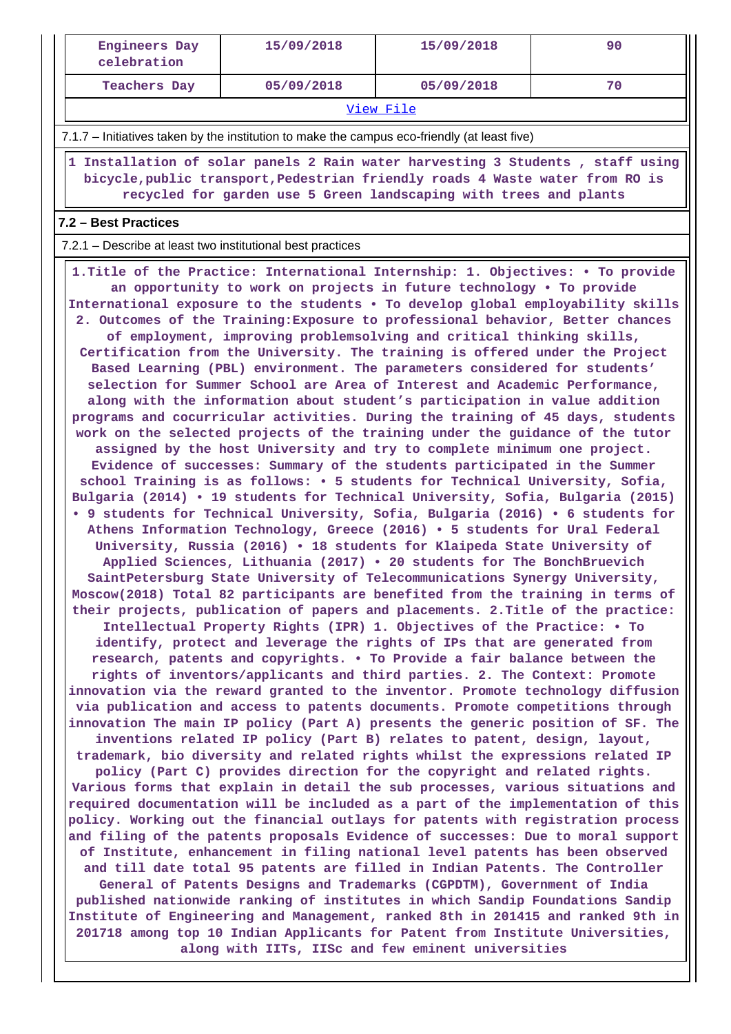| Engineers Day celebration | 15/09/2018 | 15/09/2018 | 90 |
|---|---|---|---|
| Teachers Day | 05/09/2018 | 05/09/2018 | 70 |
| View File | | | |

7.1.7 – Initiatives taken by the institution to make the campus eco-friendly (at least five)

1 Installation of solar panels 2 Rain water harvesting 3 Students , staff using bicycle,public transport,Pedestrian friendly roads 4 Waste water from RO is recycled for garden use 5 Green landscaping with trees and plants

**7.2 – Best Practices**

7.2.1 – Describe at least two institutional best practices

1.Title of the Practice: International Internship: 1. Objectives: • To provide an opportunity to work on projects in future technology • To provide International exposure to the students • To develop global employability skills 2. Outcomes of the Training:Exposure to professional behavior, Better chances of employment, improving problemsolving and critical thinking skills, Certification from the University. The training is offered under the Project Based Learning (PBL) environment. The parameters considered for students' selection for Summer School are Area of Interest and Academic Performance, along with the information about student's participation in value addition programs and cocurricular activities. During the training of 45 days, students work on the selected projects of the training under the guidance of the tutor assigned by the host University and try to complete minimum one project. Evidence of successes: Summary of the students participated in the Summer school Training is as follows: • 5 students for Technical University, Sofia, Bulgaria (2014) • 19 students for Technical University, Sofia, Bulgaria (2015) • 9 students for Technical University, Sofia, Bulgaria (2016) • 6 students for Athens Information Technology, Greece (2016) • 5 students for Ural Federal University, Russia (2016) • 18 students for Klaipeda State University of Applied Sciences, Lithuania (2017) • 20 students for The BonchBruevich SaintPetersburg State University of Telecommunications Synergy University, Moscow(2018) Total 82 participants are benefited from the training in terms of their projects, publication of papers and placements. 2.Title of the practice: Intellectual Property Rights (IPR) 1. Objectives of the Practice: • To identify, protect and leverage the rights of IPs that are generated from research, patents and copyrights. • To Provide a fair balance between the rights of inventors/applicants and third parties. 2. The Context: Promote innovation via the reward granted to the inventor. Promote technology diffusion via publication and access to patents documents. Promote competitions through innovation The main IP policy (Part A) presents the generic position of SF. The inventions related IP policy (Part B) relates to patent, design, layout, trademark, bio diversity and related rights whilst the expressions related IP policy (Part C) provides direction for the copyright and related rights. Various forms that explain in detail the sub processes, various situations and required documentation will be included as a part of the implementation of this policy. Working out the financial outlays for patents with registration process and filing of the patents proposals Evidence of successes: Due to moral support of Institute, enhancement in filing national level patents has been observed and till date total 95 patents are filled in Indian Patents. The Controller General of Patents Designs and Trademarks (CGPDTM), Government of India published nationwide ranking of institutes in which Sandip Foundations Sandip Institute of Engineering and Management, ranked 8th in 201415 and ranked 9th in 201718 among top 10 Indian Applicants for Patent from Institute Universities, along with IITs, IISc and few eminent universities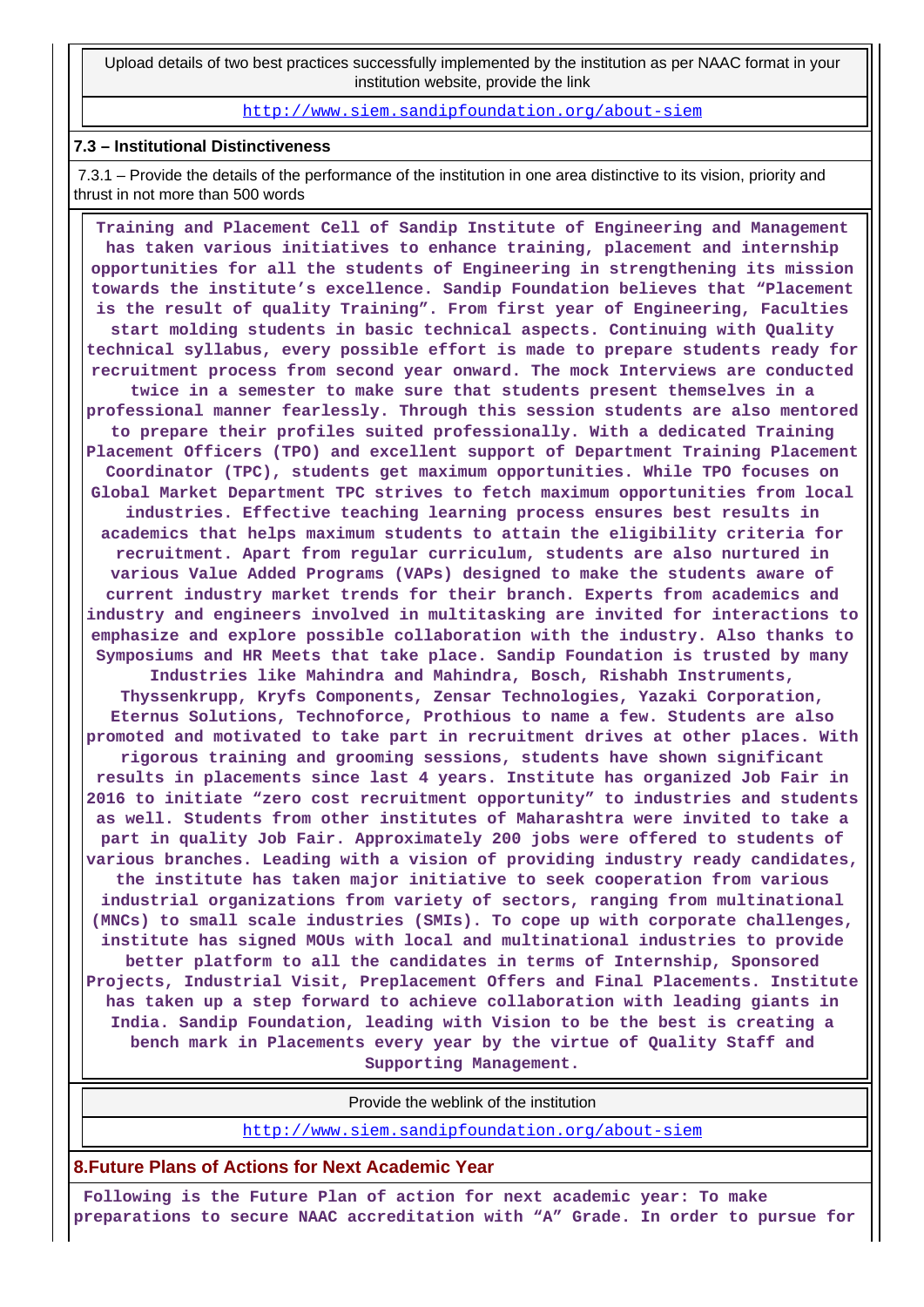| Upload details of two best practices successfully implemented by the institution as per NAAC format in your institution website, provide the link |
|---|
| http://www.siem.sandipfoundation.org/about-siem |

**7.3 – Institutional Distinctiveness**

7.3.1 – Provide the details of the performance of the institution in one area distinctive to its vision, priority and thrust in not more than 500 words

**Training and Placement Cell of Sandip Institute of Engineering and Management has taken various initiatives to enhance training, placement and internship opportunities for all the students of Engineering in strengthening its mission towards the institute's excellence. Sandip Foundation believes that "Placement is the result of quality Training". From first year of Engineering, Faculties start molding students in basic technical aspects. Continuing with Quality technical syllabus, every possible effort is made to prepare students ready for recruitment process from second year onward. The mock Interviews are conducted twice in a semester to make sure that students present themselves in a professional manner fearlessly. Through this session students are also mentored to prepare their profiles suited professionally. With a dedicated Training Placement Officers (TPO) and excellent support of Department Training Placement Coordinator (TPC), students get maximum opportunities. While TPO focuses on Global Market Department TPC strives to fetch maximum opportunities from local industries. Effective teaching learning process ensures best results in academics that helps maximum students to attain the eligibility criteria for recruitment. Apart from regular curriculum, students are also nurtured in various Value Added Programs (VAPs) designed to make the students aware of current industry market trends for their branch. Experts from academics and industry and engineers involved in multitasking are invited for interactions to emphasize and explore possible collaboration with the industry. Also thanks to Symposiums and HR Meets that take place. Sandip Foundation is trusted by many Industries like Mahindra and Mahindra, Bosch, Rishabh Instruments, Thyssenkrupp, Kryfs Components, Zensar Technologies, Yazaki Corporation, Eternus Solutions, Technoforce, Prothious to name a few. Students are also promoted and motivated to take part in recruitment drives at other places. With rigorous training and grooming sessions, students have shown significant results in placements since last 4 years. Institute has organized Job Fair in 2016 to initiate "zero cost recruitment opportunity" to industries and students as well. Students from other institutes of Maharashtra were invited to take a part in quality Job Fair. Approximately 200 jobs were offered to students of various branches. Leading with a vision of providing industry ready candidates, the institute has taken major initiative to seek cooperation from various industrial organizations from variety of sectors, ranging from multinational (MNCs) to small scale industries (SMIs). To cope up with corporate challenges, institute has signed MOUs with local and multinational industries to provide better platform to all the candidates in terms of Internship, Sponsored Projects, Industrial Visit, Preplacement Offers and Final Placements. Institute has taken up a step forward to achieve collaboration with leading giants in India. Sandip Foundation, leading with Vision to be the best is creating a bench mark in Placements every year by the virtue of Quality Staff and Supporting Management.**

| Provide the weblink of the institution |
|---|
| http://www.siem.sandipfoundation.org/about-siem |

## 8.Future Plans of Actions for Next Academic Year

**Following is the Future Plan of action for next academic year: To make preparations to secure NAAC accreditation with "A" Grade. In order to pursue for**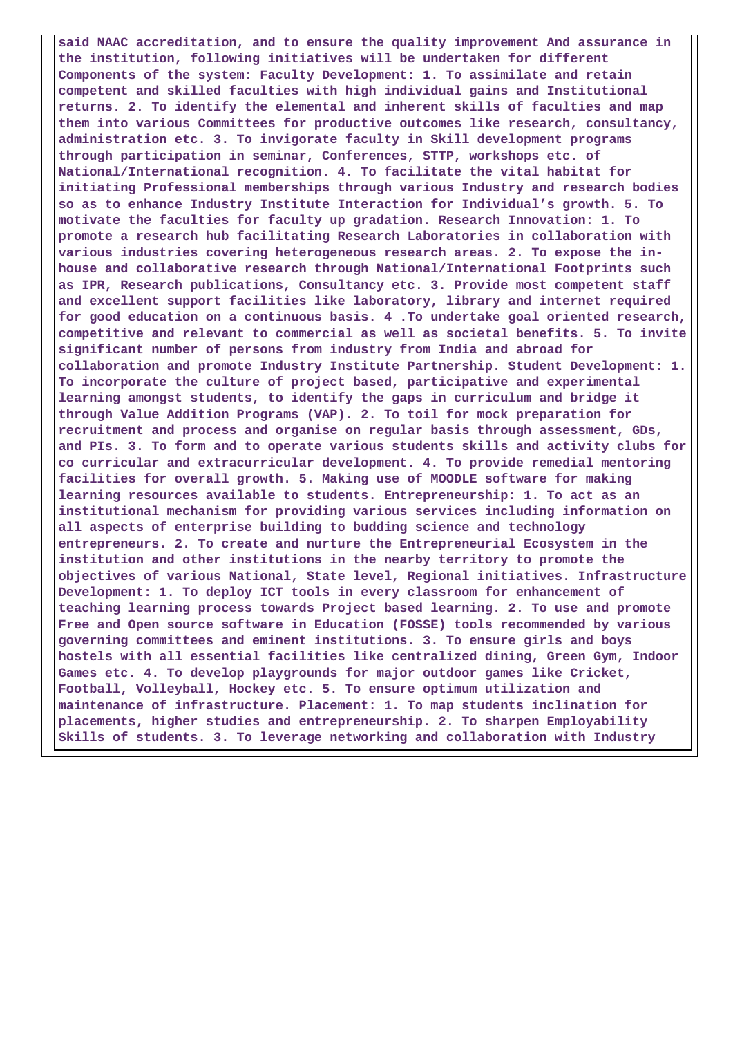**said NAAC accreditation, and to ensure the quality improvement And assurance in the institution, following initiatives will be undertaken for different Components of the system: Faculty Development: 1. To assimilate and retain competent and skilled faculties with high individual gains and Institutional returns. 2. To identify the elemental and inherent skills of faculties and map them into various Committees for productive outcomes like research, consultancy, administration etc. 3. To invigorate faculty in Skill development programs through participation in seminar, Conferences, STTP, workshops etc. of National/International recognition. 4. To facilitate the vital habitat for initiating Professional memberships through various Industry and research bodies so as to enhance Industry Institute Interaction for Individual's growth. 5. To motivate the faculties for faculty up gradation. Research Innovation: 1. To promote a research hub facilitating Research Laboratories in collaboration with various industries covering heterogeneous research areas. 2. To expose the in-house and collaborative research through National/International Footprints such as IPR, Research publications, Consultancy etc. 3. Provide most competent staff and excellent support facilities like laboratory, library and internet required for good education on a continuous basis. 4 .To undertake goal oriented research, competitive and relevant to commercial as well as societal benefits. 5. To invite significant number of persons from industry from India and abroad for collaboration and promote Industry Institute Partnership. Student Development: 1. To incorporate the culture of project based, participative and experimental learning amongst students, to identify the gaps in curriculum and bridge it through Value Addition Programs (VAP). 2. To toil for mock preparation for recruitment and process and organise on regular basis through assessment, GDs, and PIs. 3. To form and to operate various students skills and activity clubs for co curricular and extracurricular development. 4. To provide remedial mentoring facilities for overall growth. 5. Making use of MOODLE software for making learning resources available to students. Entrepreneurship: 1. To act as an institutional mechanism for providing various services including information on all aspects of enterprise building to budding science and technology entrepreneurs. 2. To create and nurture the Entrepreneurial Ecosystem in the institution and other institutions in the nearby territory to promote the objectives of various National, State level, Regional initiatives. Infrastructure Development: 1. To deploy ICT tools in every classroom for enhancement of teaching learning process towards Project based learning. 2. To use and promote Free and Open source software in Education (FOSSE) tools recommended by various governing committees and eminent institutions. 3. To ensure girls and boys hostels with all essential facilities like centralized dining, Green Gym, Indoor Games etc. 4. To develop playgrounds for major outdoor games like Cricket, Football, Volleyball, Hockey etc. 5. To ensure optimum utilization and maintenance of infrastructure. Placement: 1. To map students inclination for placements, higher studies and entrepreneurship. 2. To sharpen Employability Skills of students. 3. To leverage networking and collaboration with Industry**